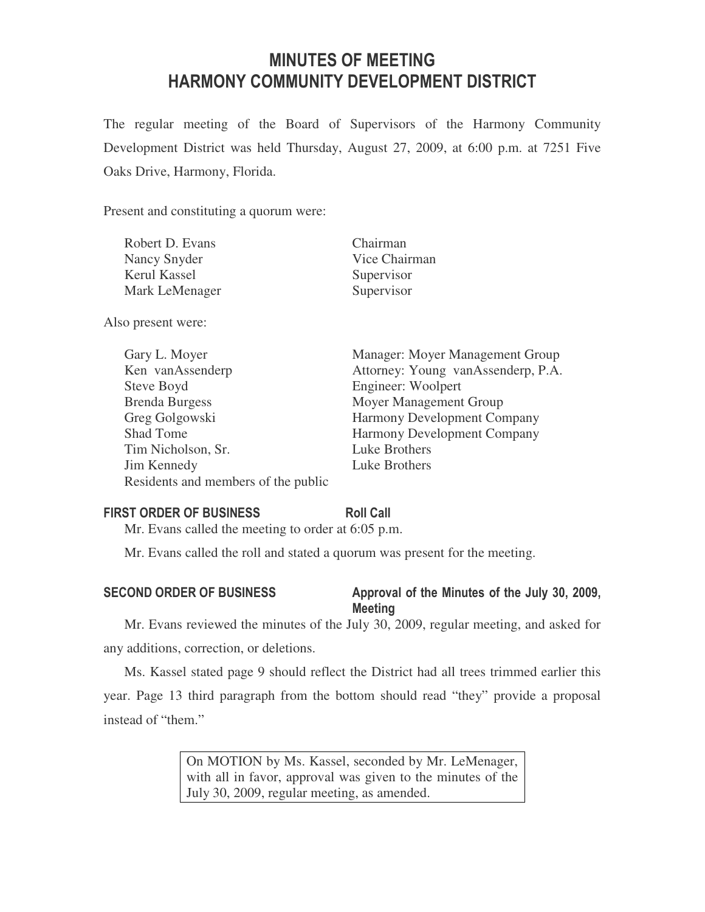# MINUTES OF MEETING
# HARMONY COMMUNITY DEVELOPMENT DISTRICT

The regular meeting of the Board of Supervisors of the Harmony Community Development District was held Thursday, August 27, 2009, at 6:00 p.m. at 7251 Five Oaks Drive, Harmony, Florida.

Present and constituting a quorum were:

| | |
|---|---|
| Robert D. Evans | Chairman |
| Nancy Snyder | Vice Chairman |
| Kerul Kassel | Supervisor |
| Mark LeMenager | Supervisor |

Also present were:

| | |
|---|---|
| Gary L. Moyer | Manager: Moyer Management Group |
| Ken vanAssenderp | Attorney: Young vanAssenderp, P.A. |
| Steve Boyd | Engineer: Woolpert |
| Brenda Burgess | Moyer Management Group |
| Greg Golgowski | Harmony Development Company |
| Shad Tome | Harmony Development Company |
| Tim Nicholson, Sr. | Luke Brothers |
| Jim Kennedy | Luke Brothers |
| Residents and members of the public | |

## FIRST ORDER OF BUSINESS — Roll Call

Mr. Evans called the meeting to order at 6:05 p.m.

Mr. Evans called the roll and stated a quorum was present for the meeting.

## SECOND ORDER OF BUSINESS — Approval of the Minutes of the July 30, 2009, Meeting

Mr. Evans reviewed the minutes of the July 30, 2009, regular meeting, and asked for any additions, correction, or deletions.

Ms. Kassel stated page 9 should reflect the District had all trees trimmed earlier this year. Page 13 third paragraph from the bottom should read "they" provide a proposal instead of "them."

> On MOTION by Ms. Kassel, seconded by Mr. LeMenager, with all in favor, approval was given to the minutes of the July 30, 2009, regular meeting, as amended.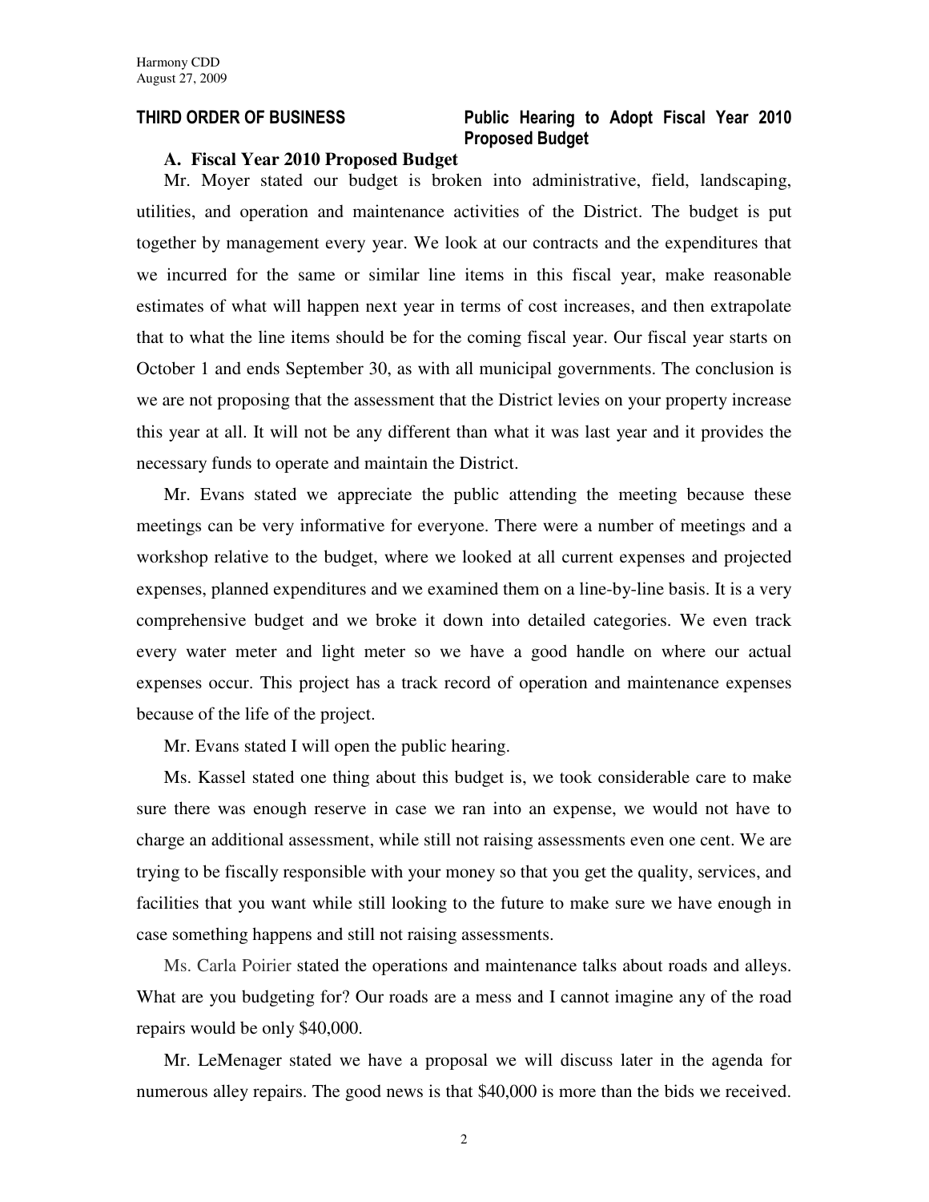**THIRD ORDER OF BUSINESS** **Public Hearing to Adopt Fiscal Year 2010 Proposed Budget**

**A. Fiscal Year 2010 Proposed Budget**

Mr. Moyer stated our budget is broken into administrative, field, landscaping, utilities, and operation and maintenance activities of the District. The budget is put together by management every year. We look at our contracts and the expenditures that we incurred for the same or similar line items in this fiscal year, make reasonable estimates of what will happen next year in terms of cost increases, and then extrapolate that to what the line items should be for the coming fiscal year. Our fiscal year starts on October 1 and ends September 30, as with all municipal governments. The conclusion is we are not proposing that the assessment that the District levies on your property increase this year at all. It will not be any different than what it was last year and it provides the necessary funds to operate and maintain the District.

Mr. Evans stated we appreciate the public attending the meeting because these meetings can be very informative for everyone. There were a number of meetings and a workshop relative to the budget, where we looked at all current expenses and projected expenses, planned expenditures and we examined them on a line-by-line basis. It is a very comprehensive budget and we broke it down into detailed categories. We even track every water meter and light meter so we have a good handle on where our actual expenses occur. This project has a track record of operation and maintenance expenses because of the life of the project.

Mr. Evans stated I will open the public hearing.

Ms. Kassel stated one thing about this budget is, we took considerable care to make sure there was enough reserve in case we ran into an expense, we would not have to charge an additional assessment, while still not raising assessments even one cent. We are trying to be fiscally responsible with your money so that you get the quality, services, and facilities that you want while still looking to the future to make sure we have enough in case something happens and still not raising assessments.

Ms. Carla Poirier stated the operations and maintenance talks about roads and alleys. What are you budgeting for? Our roads are a mess and I cannot imagine any of the road repairs would be only $40,000.

Mr. LeMenager stated we have a proposal we will discuss later in the agenda for numerous alley repairs. The good news is that $40,000 is more than the bids we received.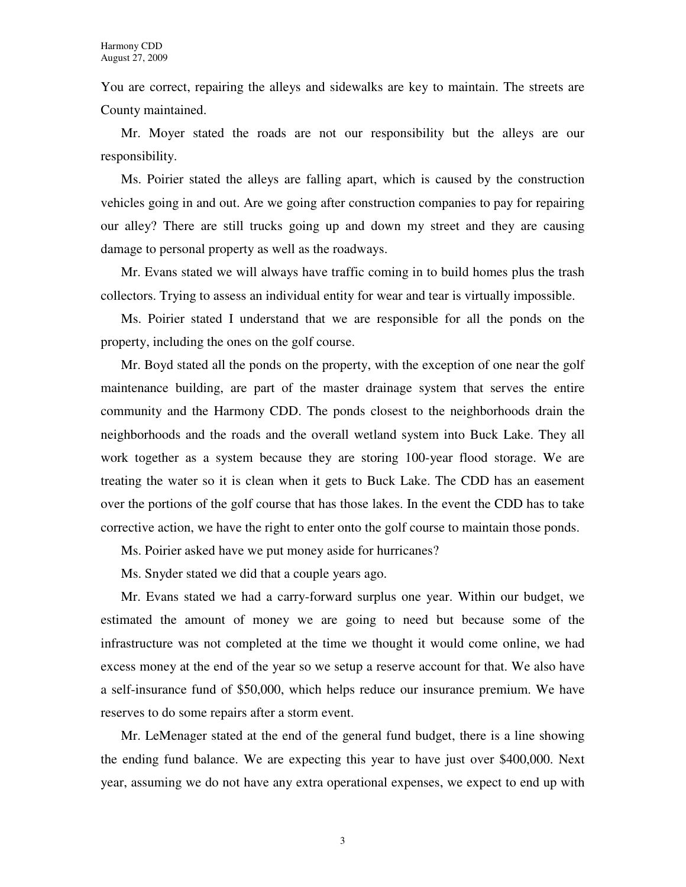You are correct, repairing the alleys and sidewalks are key to maintain. The streets are County maintained.

Mr. Moyer stated the roads are not our responsibility but the alleys are our responsibility.

Ms. Poirier stated the alleys are falling apart, which is caused by the construction vehicles going in and out. Are we going after construction companies to pay for repairing our alley? There are still trucks going up and down my street and they are causing damage to personal property as well as the roadways.

Mr. Evans stated we will always have traffic coming in to build homes plus the trash collectors. Trying to assess an individual entity for wear and tear is virtually impossible.

Ms. Poirier stated I understand that we are responsible for all the ponds on the property, including the ones on the golf course.

Mr. Boyd stated all the ponds on the property, with the exception of one near the golf maintenance building, are part of the master drainage system that serves the entire community and the Harmony CDD. The ponds closest to the neighborhoods drain the neighborhoods and the roads and the overall wetland system into Buck Lake. They all work together as a system because they are storing 100-year flood storage. We are treating the water so it is clean when it gets to Buck Lake. The CDD has an easement over the portions of the golf course that has those lakes. In the event the CDD has to take corrective action, we have the right to enter onto the golf course to maintain those ponds.

Ms. Poirier asked have we put money aside for hurricanes?

Ms. Snyder stated we did that a couple years ago.

Mr. Evans stated we had a carry-forward surplus one year. Within our budget, we estimated the amount of money we are going to need but because some of the infrastructure was not completed at the time we thought it would come online, we had excess money at the end of the year so we setup a reserve account for that. We also have a self-insurance fund of $50,000, which helps reduce our insurance premium. We have reserves to do some repairs after a storm event.

Mr. LeMenager stated at the end of the general fund budget, there is a line showing the ending fund balance. We are expecting this year to have just over $400,000. Next year, assuming we do not have any extra operational expenses, we expect to end up with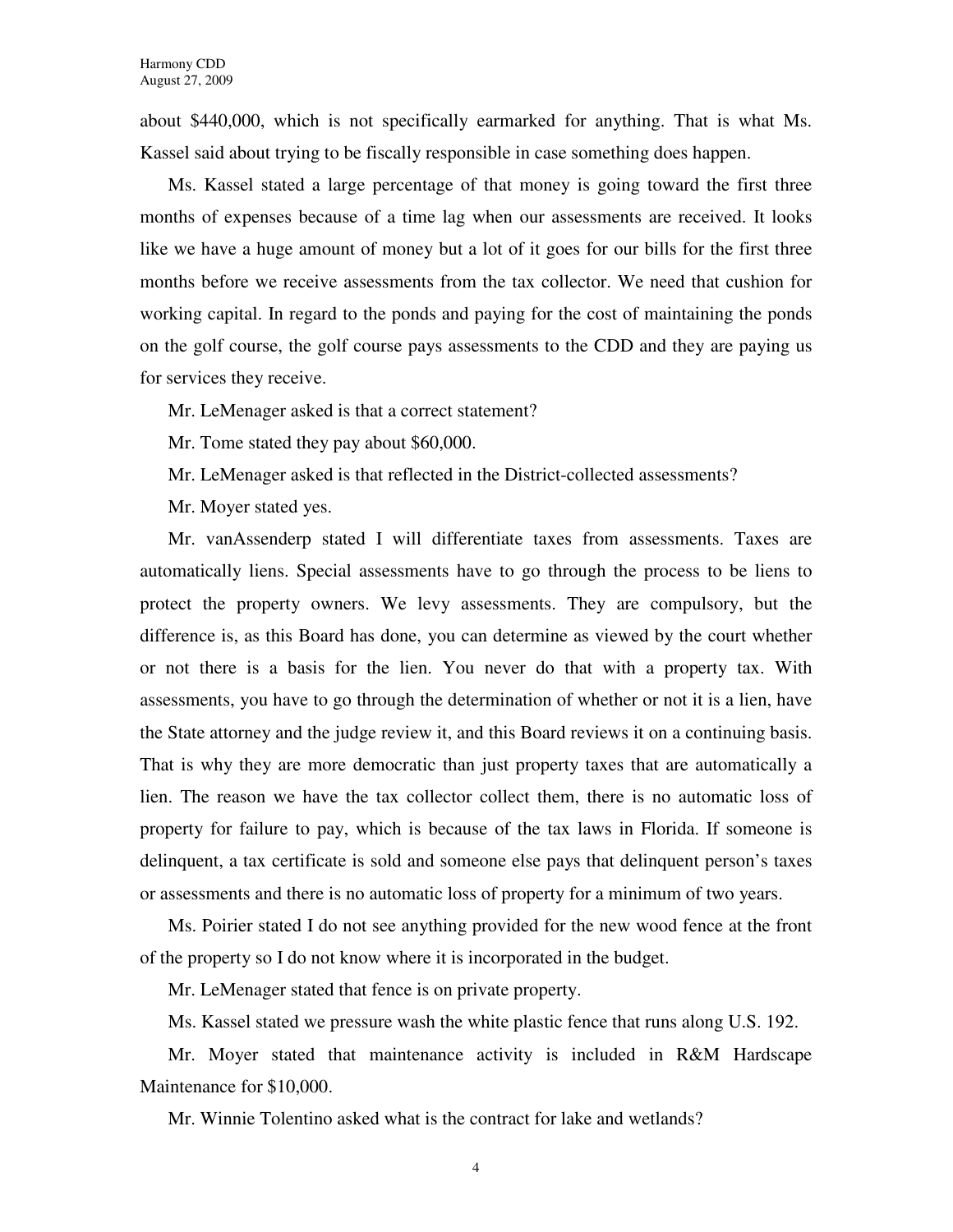about $440,000, which is not specifically earmarked for anything. That is what Ms. Kassel said about trying to be fiscally responsible in case something does happen.

Ms. Kassel stated a large percentage of that money is going toward the first three months of expenses because of a time lag when our assessments are received. It looks like we have a huge amount of money but a lot of it goes for our bills for the first three months before we receive assessments from the tax collector. We need that cushion for working capital. In regard to the ponds and paying for the cost of maintaining the ponds on the golf course, the golf course pays assessments to the CDD and they are paying us for services they receive.

Mr. LeMenager asked is that a correct statement?

Mr. Tome stated they pay about $60,000.

Mr. LeMenager asked is that reflected in the District-collected assessments?

Mr. Moyer stated yes.

Mr. vanAssenderp stated I will differentiate taxes from assessments. Taxes are automatically liens. Special assessments have to go through the process to be liens to protect the property owners. We levy assessments. They are compulsory, but the difference is, as this Board has done, you can determine as viewed by the court whether or not there is a basis for the lien. You never do that with a property tax. With assessments, you have to go through the determination of whether or not it is a lien, have the State attorney and the judge review it, and this Board reviews it on a continuing basis. That is why they are more democratic than just property taxes that are automatically a lien. The reason we have the tax collector collect them, there is no automatic loss of property for failure to pay, which is because of the tax laws in Florida. If someone is delinquent, a tax certificate is sold and someone else pays that delinquent person's taxes or assessments and there is no automatic loss of property for a minimum of two years.

Ms. Poirier stated I do not see anything provided for the new wood fence at the front of the property so I do not know where it is incorporated in the budget.

Mr. LeMenager stated that fence is on private property.

Ms. Kassel stated we pressure wash the white plastic fence that runs along U.S. 192.

Mr. Moyer stated that maintenance activity is included in R&M Hardscape Maintenance for $10,000.

Mr. Winnie Tolentino asked what is the contract for lake and wetlands?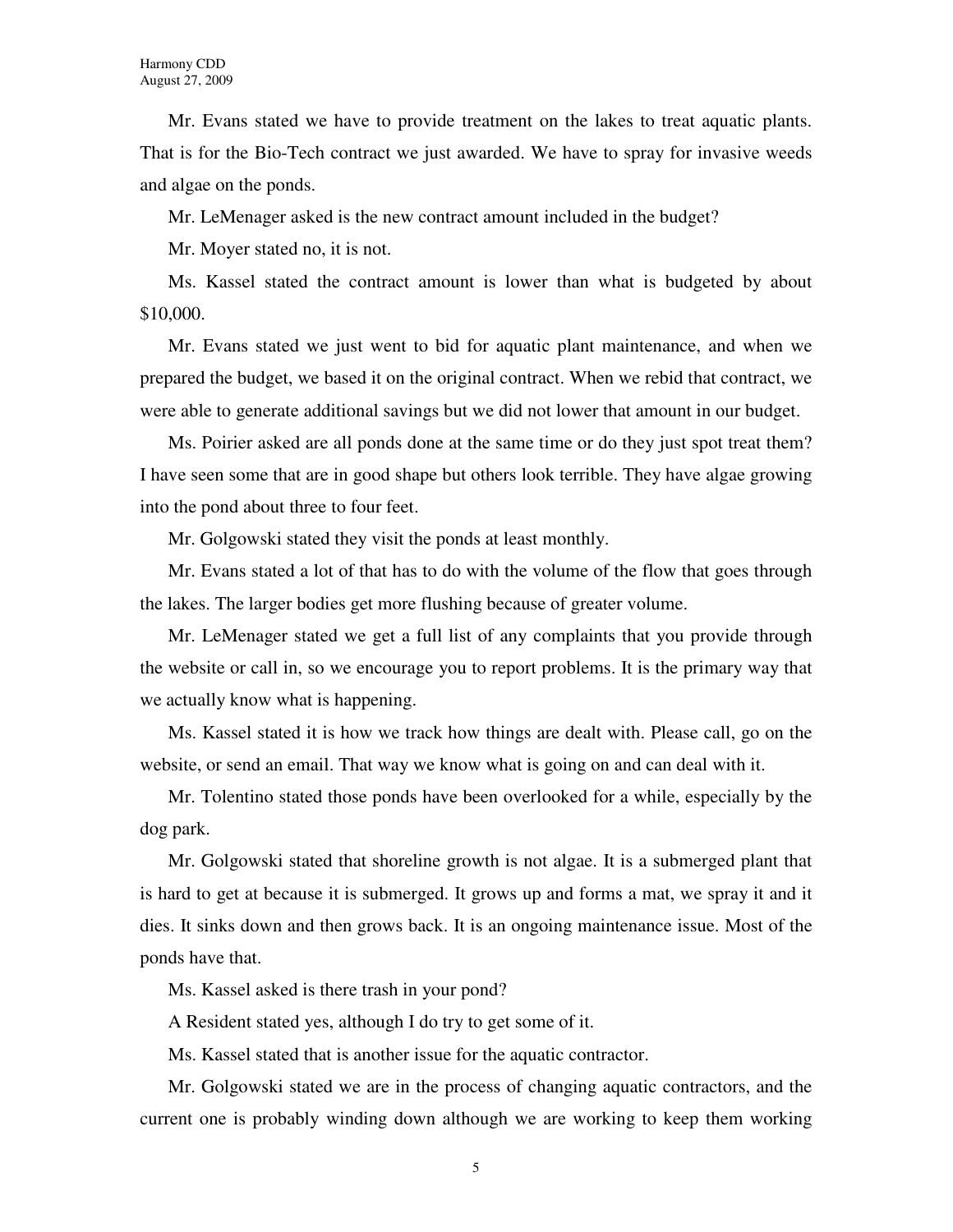Mr. Evans stated we have to provide treatment on the lakes to treat aquatic plants. That is for the Bio-Tech contract we just awarded. We have to spray for invasive weeds and algae on the ponds.

Mr. LeMenager asked is the new contract amount included in the budget?

Mr. Moyer stated no, it is not.

Ms. Kassel stated the contract amount is lower than what is budgeted by about $10,000.

Mr. Evans stated we just went to bid for aquatic plant maintenance, and when we prepared the budget, we based it on the original contract. When we rebid that contract, we were able to generate additional savings but we did not lower that amount in our budget.

Ms. Poirier asked are all ponds done at the same time or do they just spot treat them? I have seen some that are in good shape but others look terrible. They have algae growing into the pond about three to four feet.

Mr. Golgowski stated they visit the ponds at least monthly.

Mr. Evans stated a lot of that has to do with the volume of the flow that goes through the lakes. The larger bodies get more flushing because of greater volume.

Mr. LeMenager stated we get a full list of any complaints that you provide through the website or call in, so we encourage you to report problems. It is the primary way that we actually know what is happening.

Ms. Kassel stated it is how we track how things are dealt with. Please call, go on the website, or send an email. That way we know what is going on and can deal with it.

Mr. Tolentino stated those ponds have been overlooked for a while, especially by the dog park.

Mr. Golgowski stated that shoreline growth is not algae. It is a submerged plant that is hard to get at because it is submerged. It grows up and forms a mat, we spray it and it dies. It sinks down and then grows back. It is an ongoing maintenance issue. Most of the ponds have that.

Ms. Kassel asked is there trash in your pond?

A Resident stated yes, although I do try to get some of it.

Ms. Kassel stated that is another issue for the aquatic contractor.

Mr. Golgowski stated we are in the process of changing aquatic contractors, and the current one is probably winding down although we are working to keep them working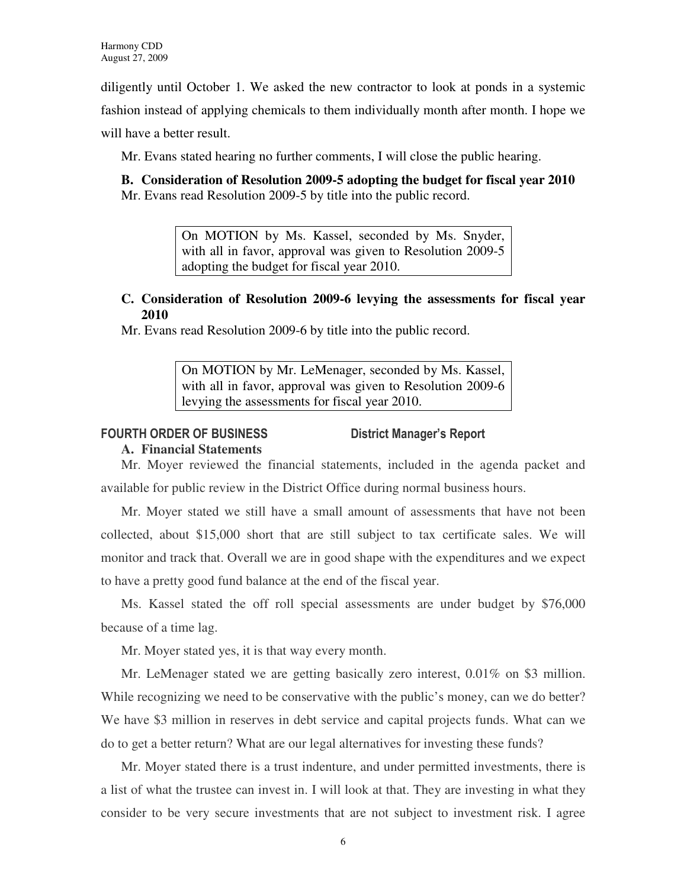diligently until October 1. We asked the new contractor to look at ponds in a systemic fashion instead of applying chemicals to them individually month after month. I hope we will have a better result.

Mr. Evans stated hearing no further comments, I will close the public hearing.

**B. Consideration of Resolution 2009-5 adopting the budget for fiscal year 2010**

Mr. Evans read Resolution 2009-5 by title into the public record.

> On MOTION by Ms. Kassel, seconded by Ms. Snyder, with all in favor, approval was given to Resolution 2009-5 adopting the budget for fiscal year 2010.

**C. Consideration of Resolution 2009-6 levying the assessments for fiscal year 2010**

Mr. Evans read Resolution 2009-6 by title into the public record.

> On MOTION by Mr. LeMenager, seconded by Ms. Kassel, with all in favor, approval was given to Resolution 2009-6 levying the assessments for fiscal year 2010.

## FOURTH ORDER OF BUSINESS — District Manager's Report

**A. Financial Statements**

Mr. Moyer reviewed the financial statements, included in the agenda packet and available for public review in the District Office during normal business hours.

Mr. Moyer stated we still have a small amount of assessments that have not been collected, about $15,000 short that are still subject to tax certificate sales. We will monitor and track that. Overall we are in good shape with the expenditures and we expect to have a pretty good fund balance at the end of the fiscal year.

Ms. Kassel stated the off roll special assessments are under budget by $76,000 because of a time lag.

Mr. Moyer stated yes, it is that way every month.

Mr. LeMenager stated we are getting basically zero interest, 0.01% on $3 million. While recognizing we need to be conservative with the public's money, can we do better? We have $3 million in reserves in debt service and capital projects funds. What can we do to get a better return? What are our legal alternatives for investing these funds?

Mr. Moyer stated there is a trust indenture, and under permitted investments, there is a list of what the trustee can invest in. I will look at that. They are investing in what they consider to be very secure investments that are not subject to investment risk. I agree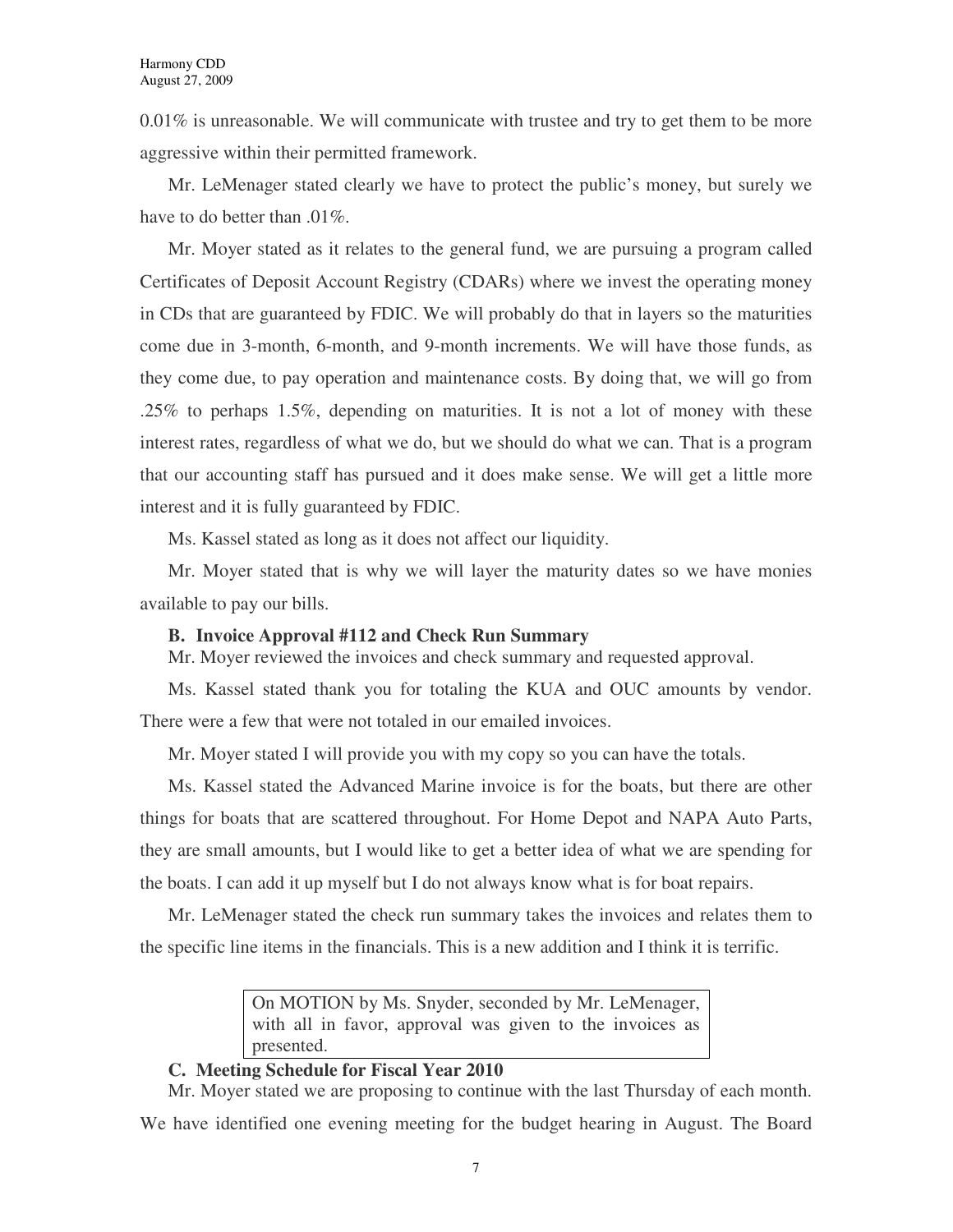0.01% is unreasonable. We will communicate with trustee and try to get them to be more aggressive within their permitted framework.

Mr. LeMenager stated clearly we have to protect the public's money, but surely we have to do better than .01%.

Mr. Moyer stated as it relates to the general fund, we are pursuing a program called Certificates of Deposit Account Registry (CDARs) where we invest the operating money in CDs that are guaranteed by FDIC. We will probably do that in layers so the maturities come due in 3-month, 6-month, and 9-month increments. We will have those funds, as they come due, to pay operation and maintenance costs. By doing that, we will go from .25% to perhaps 1.5%, depending on maturities. It is not a lot of money with these interest rates, regardless of what we do, but we should do what we can. That is a program that our accounting staff has pursued and it does make sense. We will get a little more interest and it is fully guaranteed by FDIC.

Ms. Kassel stated as long as it does not affect our liquidity.

Mr. Moyer stated that is why we will layer the maturity dates so we have monies available to pay our bills.

**B. Invoice Approval #112 and Check Run Summary**

Mr. Moyer reviewed the invoices and check summary and requested approval.

Ms. Kassel stated thank you for totaling the KUA and OUC amounts by vendor. There were a few that were not totaled in our emailed invoices.

Mr. Moyer stated I will provide you with my copy so you can have the totals.

Ms. Kassel stated the Advanced Marine invoice is for the boats, but there are other things for boats that are scattered throughout. For Home Depot and NAPA Auto Parts, they are small amounts, but I would like to get a better idea of what we are spending for the boats. I can add it up myself but I do not always know what is for boat repairs.

Mr. LeMenager stated the check run summary takes the invoices and relates them to the specific line items in the financials. This is a new addition and I think it is terrific.

> On MOTION by Ms. Snyder, seconded by Mr. LeMenager, with all in favor, approval was given to the invoices as presented.

**C. Meeting Schedule for Fiscal Year 2010**

Mr. Moyer stated we are proposing to continue with the last Thursday of each month. We have identified one evening meeting for the budget hearing in August. The Board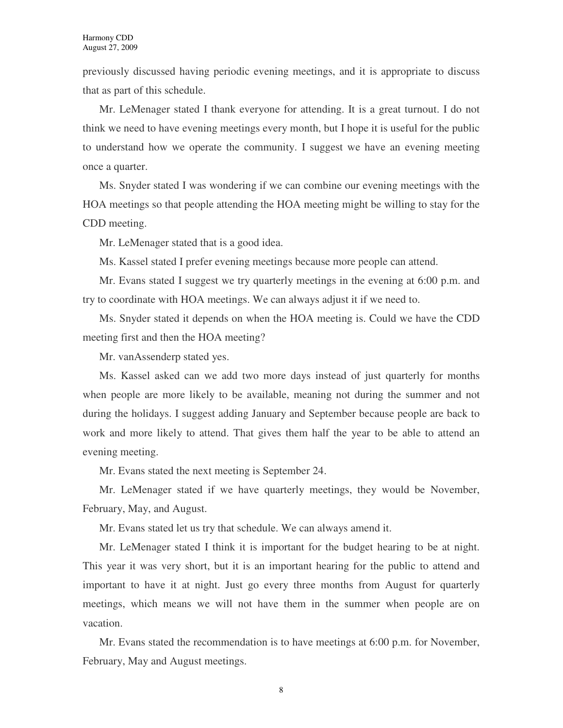previously discussed having periodic evening meetings, and it is appropriate to discuss that as part of this schedule.

Mr. LeMenager stated I thank everyone for attending. It is a great turnout. I do not think we need to have evening meetings every month, but I hope it is useful for the public to understand how we operate the community. I suggest we have an evening meeting once a quarter.

Ms. Snyder stated I was wondering if we can combine our evening meetings with the HOA meetings so that people attending the HOA meeting might be willing to stay for the CDD meeting.

Mr. LeMenager stated that is a good idea.

Ms. Kassel stated I prefer evening meetings because more people can attend.

Mr. Evans stated I suggest we try quarterly meetings in the evening at 6:00 p.m. and try to coordinate with HOA meetings. We can always adjust it if we need to.

Ms. Snyder stated it depends on when the HOA meeting is. Could we have the CDD meeting first and then the HOA meeting?

Mr. vanAssenderp stated yes.

Ms. Kassel asked can we add two more days instead of just quarterly for months when people are more likely to be available, meaning not during the summer and not during the holidays. I suggest adding January and September because people are back to work and more likely to attend. That gives them half the year to be able to attend an evening meeting.

Mr. Evans stated the next meeting is September 24.

Mr. LeMenager stated if we have quarterly meetings, they would be November, February, May, and August.

Mr. Evans stated let us try that schedule. We can always amend it.

Mr. LeMenager stated I think it is important for the budget hearing to be at night. This year it was very short, but it is an important hearing for the public to attend and important to have it at night. Just go every three months from August for quarterly meetings, which means we will not have them in the summer when people are on vacation.

Mr. Evans stated the recommendation is to have meetings at 6:00 p.m. for November, February, May and August meetings.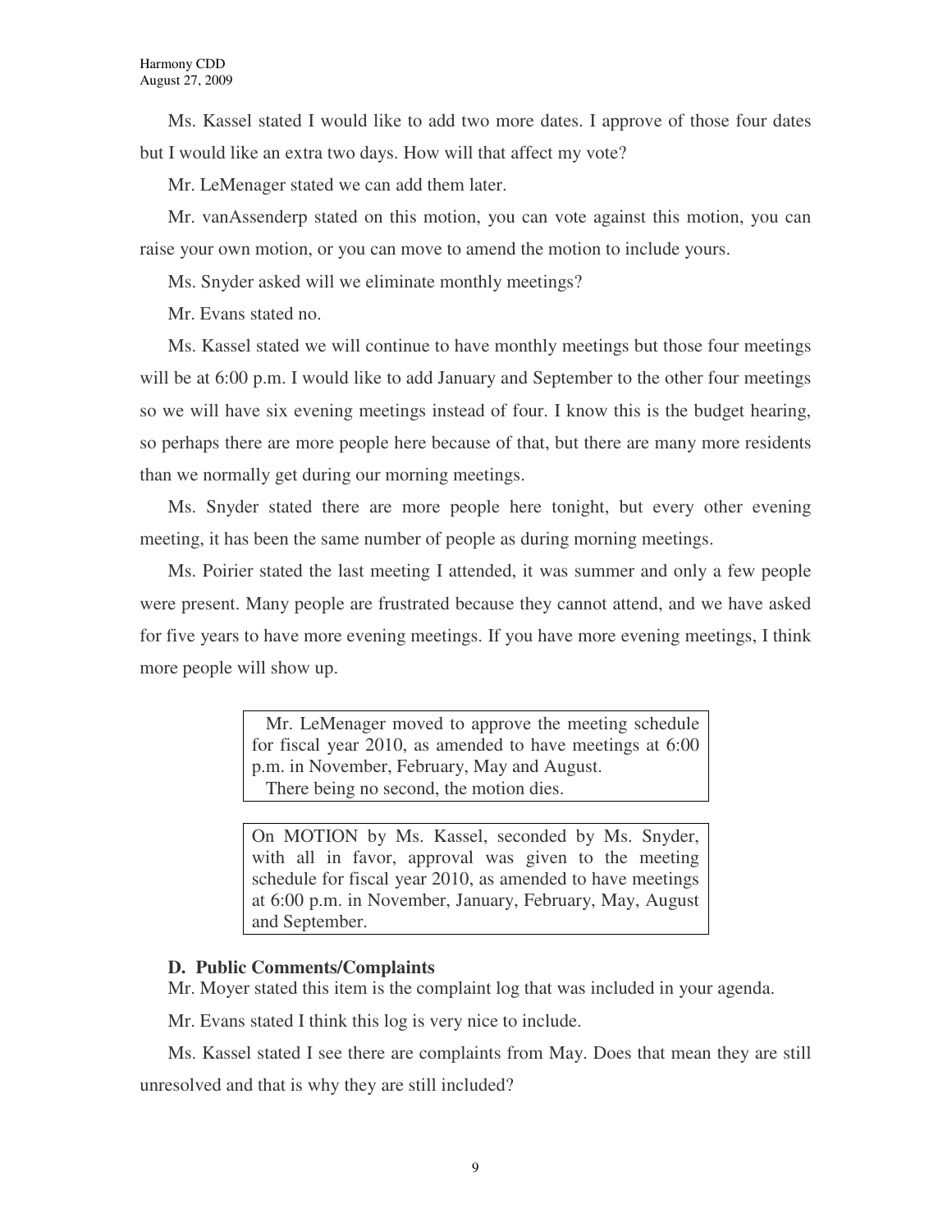Ms. Kassel stated I would like to add two more dates. I approve of those four dates but I would like an extra two days. How will that affect my vote?

Mr. LeMenager stated we can add them later.

Mr. vanAssenderp stated on this motion, you can vote against this motion, you can raise your own motion, or you can move to amend the motion to include yours.

Ms. Snyder asked will we eliminate monthly meetings?

Mr. Evans stated no.

Ms. Kassel stated we will continue to have monthly meetings but those four meetings will be at 6:00 p.m. I would like to add January and September to the other four meetings so we will have six evening meetings instead of four. I know this is the budget hearing, so perhaps there are more people here because of that, but there are many more residents than we normally get during our morning meetings.

Ms. Snyder stated there are more people here tonight, but every other evening meeting, it has been the same number of people as during morning meetings.

Ms. Poirier stated the last meeting I attended, it was summer and only a few people were present. Many people are frustrated because they cannot attend, and we have asked for five years to have more evening meetings. If you have more evening meetings, I think more people will show up.

> Mr. LeMenager moved to approve the meeting schedule for fiscal year 2010, as amended to have meetings at 6:00 p.m. in November, February, May and August.
> There being no second, the motion dies.

> On MOTION by Ms. Kassel, seconded by Ms. Snyder, with all in favor, approval was given to the meeting schedule for fiscal year 2010, as amended to have meetings at 6:00 p.m. in November, January, February, May, August and September.

**D. Public Comments/Complaints**

Mr. Moyer stated this item is the complaint log that was included in your agenda.

Mr. Evans stated I think this log is very nice to include.

Ms. Kassel stated I see there are complaints from May. Does that mean they are still unresolved and that is why they are still included?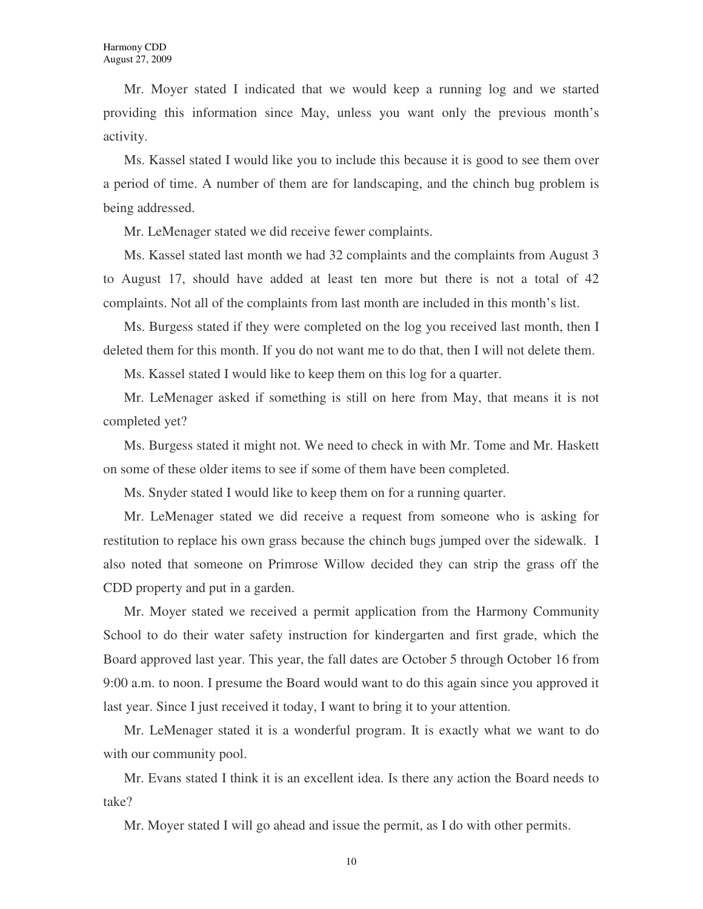Mr. Moyer stated I indicated that we would keep a running log and we started providing this information since May, unless you want only the previous month's activity.

Ms. Kassel stated I would like you to include this because it is good to see them over a period of time. A number of them are for landscaping, and the chinch bug problem is being addressed.

Mr. LeMenager stated we did receive fewer complaints.

Ms. Kassel stated last month we had 32 complaints and the complaints from August 3 to August 17, should have added at least ten more but there is not a total of 42 complaints. Not all of the complaints from last month are included in this month's list.

Ms. Burgess stated if they were completed on the log you received last month, then I deleted them for this month. If you do not want me to do that, then I will not delete them.

Ms. Kassel stated I would like to keep them on this log for a quarter.

Mr. LeMenager asked if something is still on here from May, that means it is not completed yet?

Ms. Burgess stated it might not. We need to check in with Mr. Tome and Mr. Haskett on some of these older items to see if some of them have been completed.

Ms. Snyder stated I would like to keep them on for a running quarter.

Mr. LeMenager stated we did receive a request from someone who is asking for restitution to replace his own grass because the chinch bugs jumped over the sidewalk. I also noted that someone on Primrose Willow decided they can strip the grass off the CDD property and put in a garden.

Mr. Moyer stated we received a permit application from the Harmony Community School to do their water safety instruction for kindergarten and first grade, which the Board approved last year. This year, the fall dates are October 5 through October 16 from 9:00 a.m. to noon. I presume the Board would want to do this again since you approved it last year. Since I just received it today, I want to bring it to your attention.

Mr. LeMenager stated it is a wonderful program. It is exactly what we want to do with our community pool.

Mr. Evans stated I think it is an excellent idea. Is there any action the Board needs to take?

Mr. Moyer stated I will go ahead and issue the permit, as I do with other permits.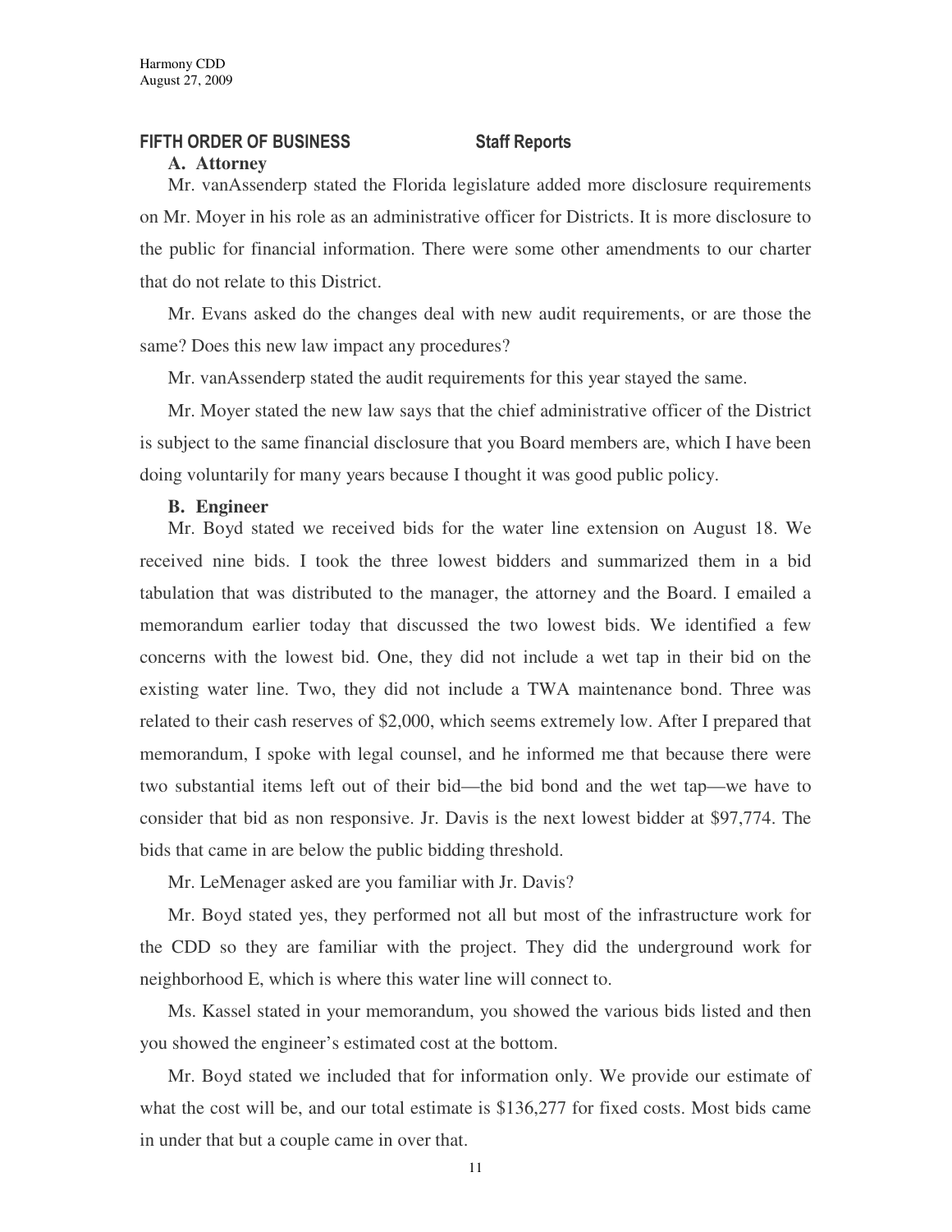## FIFTH ORDER OF BUSINESS Staff Reports

### A. Attorney

Mr. vanAssenderp stated the Florida legislature added more disclosure requirements on Mr. Moyer in his role as an administrative officer for Districts. It is more disclosure to the public for financial information. There were some other amendments to our charter that do not relate to this District.

Mr. Evans asked do the changes deal with new audit requirements, or are those the same? Does this new law impact any procedures?

Mr. vanAssenderp stated the audit requirements for this year stayed the same.

Mr. Moyer stated the new law says that the chief administrative officer of the District is subject to the same financial disclosure that you Board members are, which I have been doing voluntarily for many years because I thought it was good public policy.

### B. Engineer

Mr. Boyd stated we received bids for the water line extension on August 18. We received nine bids. I took the three lowest bidders and summarized them in a bid tabulation that was distributed to the manager, the attorney and the Board. I emailed a memorandum earlier today that discussed the two lowest bids. We identified a few concerns with the lowest bid. One, they did not include a wet tap in their bid on the existing water line. Two, they did not include a TWA maintenance bond. Three was related to their cash reserves of $2,000, which seems extremely low. After I prepared that memorandum, I spoke with legal counsel, and he informed me that because there were two substantial items left out of their bid—the bid bond and the wet tap—we have to consider that bid as non responsive. Jr. Davis is the next lowest bidder at $97,774. The bids that came in are below the public bidding threshold.

Mr. LeMenager asked are you familiar with Jr. Davis?

Mr. Boyd stated yes, they performed not all but most of the infrastructure work for the CDD so they are familiar with the project. They did the underground work for neighborhood E, which is where this water line will connect to.

Ms. Kassel stated in your memorandum, you showed the various bids listed and then you showed the engineer's estimated cost at the bottom.

Mr. Boyd stated we included that for information only. We provide our estimate of what the cost will be, and our total estimate is $136,277 for fixed costs. Most bids came in under that but a couple came in over that.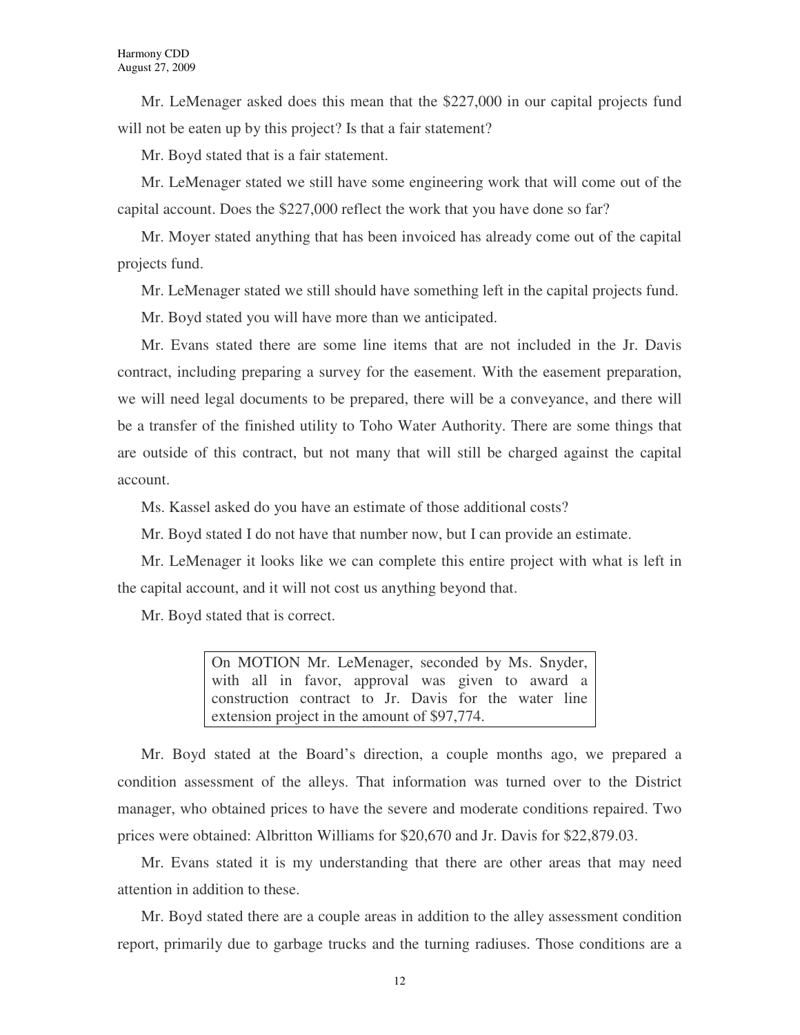Mr. LeMenager asked does this mean that the $227,000 in our capital projects fund will not be eaten up by this project? Is that a fair statement?

Mr. Boyd stated that is a fair statement.

Mr. LeMenager stated we still have some engineering work that will come out of the capital account. Does the $227,000 reflect the work that you have done so far?

Mr. Moyer stated anything that has been invoiced has already come out of the capital projects fund.

Mr. LeMenager stated we still should have something left in the capital projects fund.

Mr. Boyd stated you will have more than we anticipated.

Mr. Evans stated there are some line items that are not included in the Jr. Davis contract, including preparing a survey for the easement. With the easement preparation, we will need legal documents to be prepared, there will be a conveyance, and there will be a transfer of the finished utility to Toho Water Authority. There are some things that are outside of this contract, but not many that will still be charged against the capital account.

Ms. Kassel asked do you have an estimate of those additional costs?

Mr. Boyd stated I do not have that number now, but I can provide an estimate.

Mr. LeMenager it looks like we can complete this entire project with what is left in the capital account, and it will not cost us anything beyond that.

Mr. Boyd stated that is correct.

> On MOTION Mr. LeMenager, seconded by Ms. Snyder, with all in favor, approval was given to award a construction contract to Jr. Davis for the water line extension project in the amount of $97,774.

Mr. Boyd stated at the Board's direction, a couple months ago, we prepared a condition assessment of the alleys. That information was turned over to the District manager, who obtained prices to have the severe and moderate conditions repaired. Two prices were obtained: Albritton Williams for $20,670 and Jr. Davis for $22,879.03.

Mr. Evans stated it is my understanding that there are other areas that may need attention in addition to these.

Mr. Boyd stated there are a couple areas in addition to the alley assessment condition report, primarily due to garbage trucks and the turning radiuses. Those conditions are a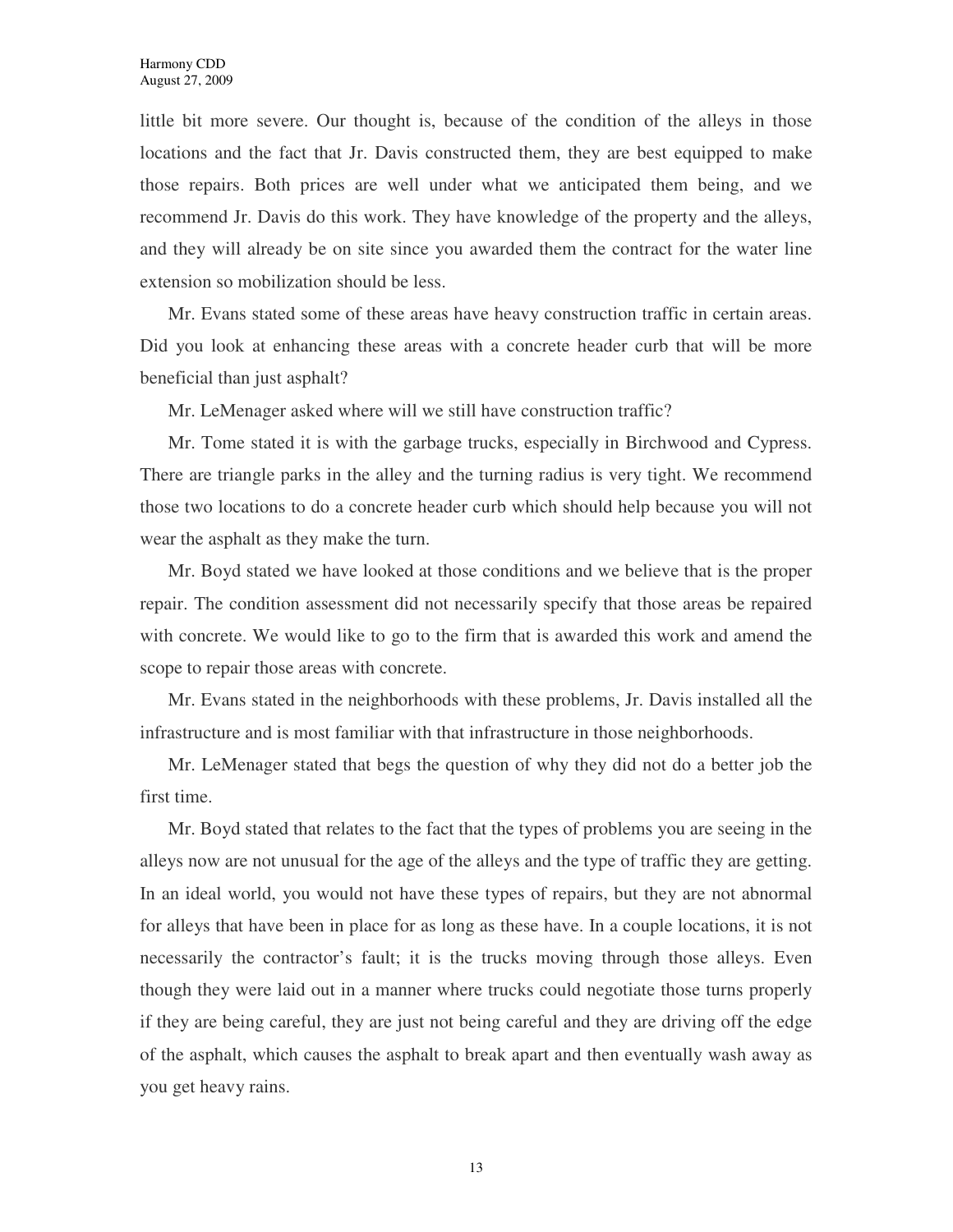little bit more severe. Our thought is, because of the condition of the alleys in those locations and the fact that Jr. Davis constructed them, they are best equipped to make those repairs. Both prices are well under what we anticipated them being, and we recommend Jr. Davis do this work. They have knowledge of the property and the alleys, and they will already be on site since you awarded them the contract for the water line extension so mobilization should be less.

Mr. Evans stated some of these areas have heavy construction traffic in certain areas. Did you look at enhancing these areas with a concrete header curb that will be more beneficial than just asphalt?

Mr. LeMenager asked where will we still have construction traffic?

Mr. Tome stated it is with the garbage trucks, especially in Birchwood and Cypress. There are triangle parks in the alley and the turning radius is very tight. We recommend those two locations to do a concrete header curb which should help because you will not wear the asphalt as they make the turn.

Mr. Boyd stated we have looked at those conditions and we believe that is the proper repair. The condition assessment did not necessarily specify that those areas be repaired with concrete. We would like to go to the firm that is awarded this work and amend the scope to repair those areas with concrete.

Mr. Evans stated in the neighborhoods with these problems, Jr. Davis installed all the infrastructure and is most familiar with that infrastructure in those neighborhoods.

Mr. LeMenager stated that begs the question of why they did not do a better job the first time.

Mr. Boyd stated that relates to the fact that the types of problems you are seeing in the alleys now are not unusual for the age of the alleys and the type of traffic they are getting. In an ideal world, you would not have these types of repairs, but they are not abnormal for alleys that have been in place for as long as these have. In a couple locations, it is not necessarily the contractor's fault; it is the trucks moving through those alleys. Even though they were laid out in a manner where trucks could negotiate those turns properly if they are being careful, they are just not being careful and they are driving off the edge of the asphalt, which causes the asphalt to break apart and then eventually wash away as you get heavy rains.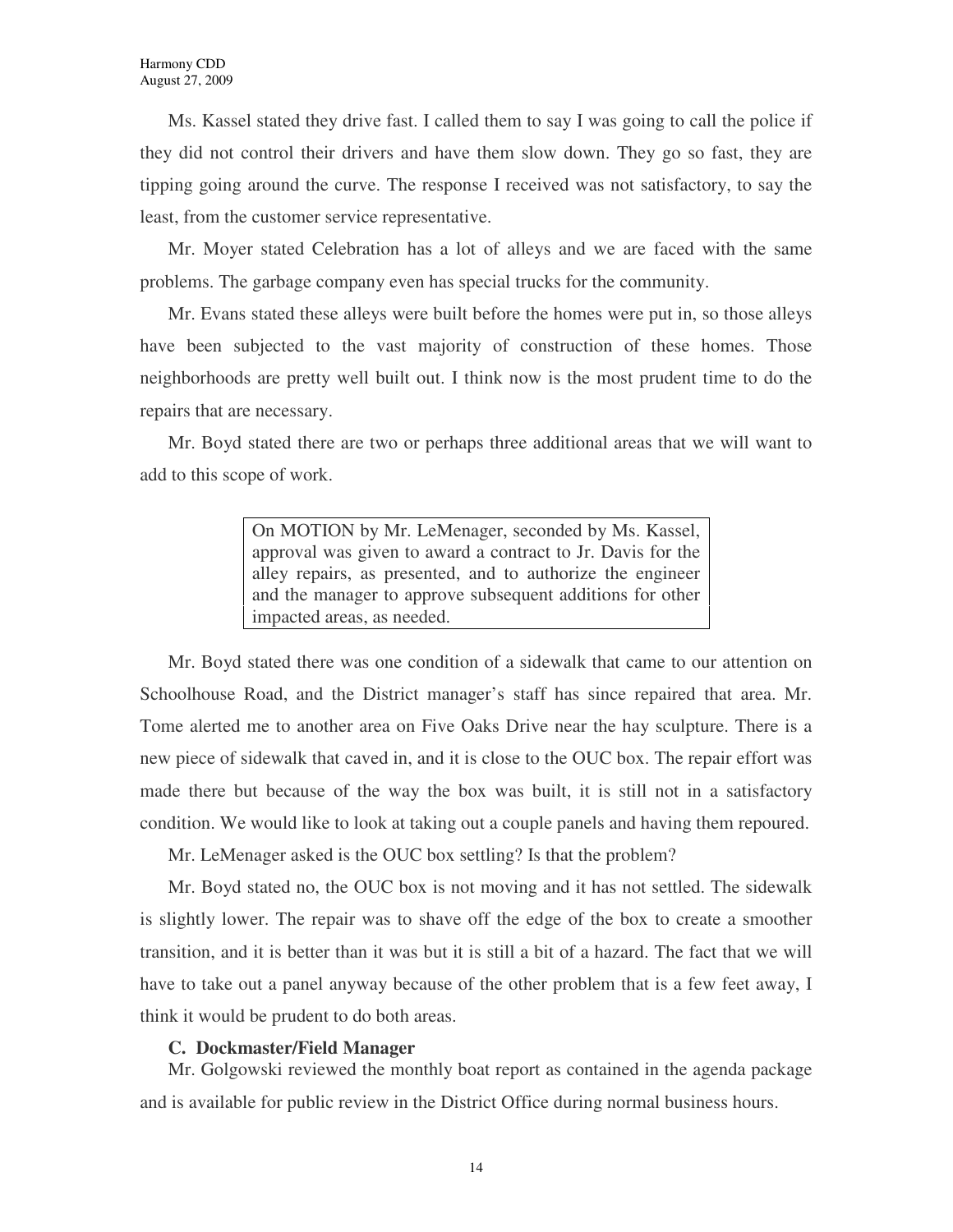Ms. Kassel stated they drive fast. I called them to say I was going to call the police if they did not control their drivers and have them slow down. They go so fast, they are tipping going around the curve. The response I received was not satisfactory, to say the least, from the customer service representative.

Mr. Moyer stated Celebration has a lot of alleys and we are faced with the same problems. The garbage company even has special trucks for the community.

Mr. Evans stated these alleys were built before the homes were put in, so those alleys have been subjected to the vast majority of construction of these homes. Those neighborhoods are pretty well built out. I think now is the most prudent time to do the repairs that are necessary.

Mr. Boyd stated there are two or perhaps three additional areas that we will want to add to this scope of work.

> On MOTION by Mr. LeMenager, seconded by Ms. Kassel, approval was given to award a contract to Jr. Davis for the alley repairs, as presented, and to authorize the engineer and the manager to approve subsequent additions for other impacted areas, as needed.

Mr. Boyd stated there was one condition of a sidewalk that came to our attention on Schoolhouse Road, and the District manager's staff has since repaired that area. Mr. Tome alerted me to another area on Five Oaks Drive near the hay sculpture. There is a new piece of sidewalk that caved in, and it is close to the OUC box. The repair effort was made there but because of the way the box was built, it is still not in a satisfactory condition. We would like to look at taking out a couple panels and having them repoured.

Mr. LeMenager asked is the OUC box settling? Is that the problem?

Mr. Boyd stated no, the OUC box is not moving and it has not settled. The sidewalk is slightly lower. The repair was to shave off the edge of the box to create a smoother transition, and it is better than it was but it is still a bit of a hazard. The fact that we will have to take out a panel anyway because of the other problem that is a few feet away, I think it would be prudent to do both areas.

**C. Dockmaster/Field Manager**

Mr. Golgowski reviewed the monthly boat report as contained in the agenda package and is available for public review in the District Office during normal business hours.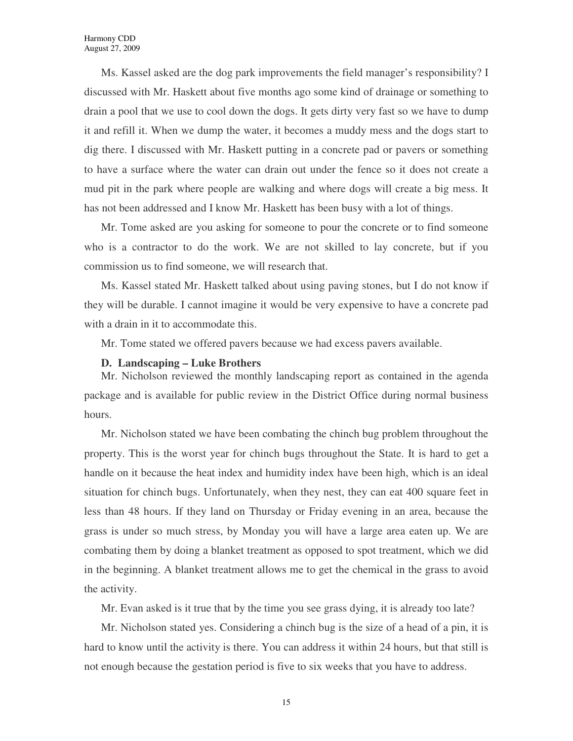Ms. Kassel asked are the dog park improvements the field manager's responsibility? I discussed with Mr. Haskett about five months ago some kind of drainage or something to drain a pool that we use to cool down the dogs. It gets dirty very fast so we have to dump it and refill it. When we dump the water, it becomes a muddy mess and the dogs start to dig there. I discussed with Mr. Haskett putting in a concrete pad or pavers or something to have a surface where the water can drain out under the fence so it does not create a mud pit in the park where people are walking and where dogs will create a big mess. It has not been addressed and I know Mr. Haskett has been busy with a lot of things.

Mr. Tome asked are you asking for someone to pour the concrete or to find someone who is a contractor to do the work. We are not skilled to lay concrete, but if you commission us to find someone, we will research that.

Ms. Kassel stated Mr. Haskett talked about using paving stones, but I do not know if they will be durable. I cannot imagine it would be very expensive to have a concrete pad with a drain in it to accommodate this.

Mr. Tome stated we offered pavers because we had excess pavers available.

**D. Landscaping – Luke Brothers**

Mr. Nicholson reviewed the monthly landscaping report as contained in the agenda package and is available for public review in the District Office during normal business hours.

Mr. Nicholson stated we have been combating the chinch bug problem throughout the property. This is the worst year for chinch bugs throughout the State. It is hard to get a handle on it because the heat index and humidity index have been high, which is an ideal situation for chinch bugs. Unfortunately, when they nest, they can eat 400 square feet in less than 48 hours. If they land on Thursday or Friday evening in an area, because the grass is under so much stress, by Monday you will have a large area eaten up. We are combating them by doing a blanket treatment as opposed to spot treatment, which we did in the beginning. A blanket treatment allows me to get the chemical in the grass to avoid the activity.

Mr. Evan asked is it true that by the time you see grass dying, it is already too late?

Mr. Nicholson stated yes. Considering a chinch bug is the size of a head of a pin, it is hard to know until the activity is there. You can address it within 24 hours, but that still is not enough because the gestation period is five to six weeks that you have to address.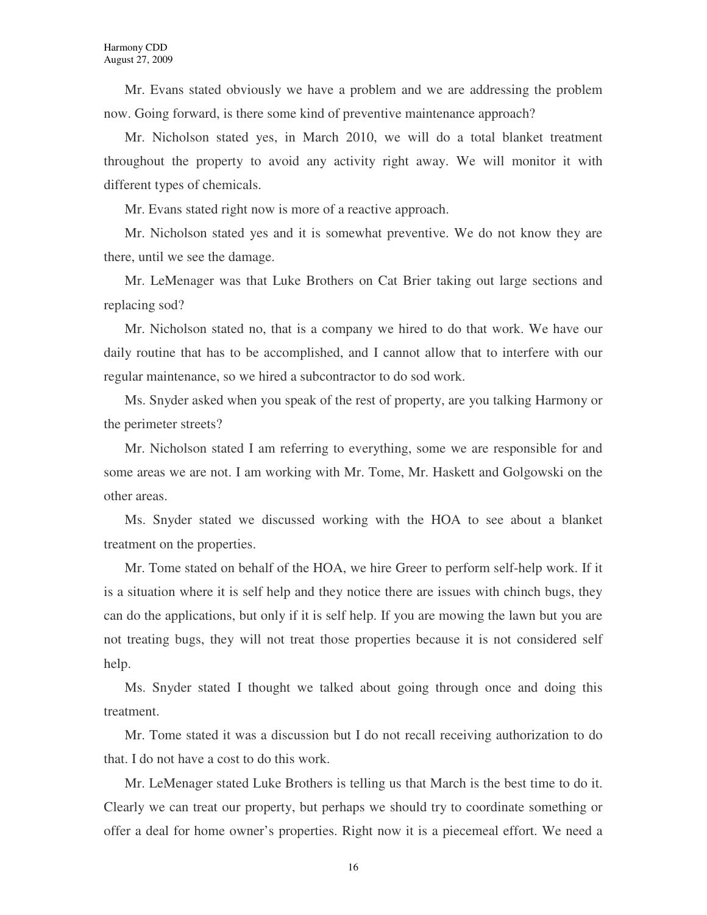Mr. Evans stated obviously we have a problem and we are addressing the problem now. Going forward, is there some kind of preventive maintenance approach?

Mr. Nicholson stated yes, in March 2010, we will do a total blanket treatment throughout the property to avoid any activity right away. We will monitor it with different types of chemicals.

Mr. Evans stated right now is more of a reactive approach.

Mr. Nicholson stated yes and it is somewhat preventive. We do not know they are there, until we see the damage.

Mr. LeMenager was that Luke Brothers on Cat Brier taking out large sections and replacing sod?

Mr. Nicholson stated no, that is a company we hired to do that work. We have our daily routine that has to be accomplished, and I cannot allow that to interfere with our regular maintenance, so we hired a subcontractor to do sod work.

Ms. Snyder asked when you speak of the rest of property, are you talking Harmony or the perimeter streets?

Mr. Nicholson stated I am referring to everything, some we are responsible for and some areas we are not. I am working with Mr. Tome, Mr. Haskett and Golgowski on the other areas.

Ms. Snyder stated we discussed working with the HOA to see about a blanket treatment on the properties.

Mr. Tome stated on behalf of the HOA, we hire Greer to perform self-help work. If it is a situation where it is self help and they notice there are issues with chinch bugs, they can do the applications, but only if it is self help. If you are mowing the lawn but you are not treating bugs, they will not treat those properties because it is not considered self help.

Ms. Snyder stated I thought we talked about going through once and doing this treatment.

Mr. Tome stated it was a discussion but I do not recall receiving authorization to do that. I do not have a cost to do this work.

Mr. LeMenager stated Luke Brothers is telling us that March is the best time to do it. Clearly we can treat our property, but perhaps we should try to coordinate something or offer a deal for home owner's properties. Right now it is a piecemeal effort. We need a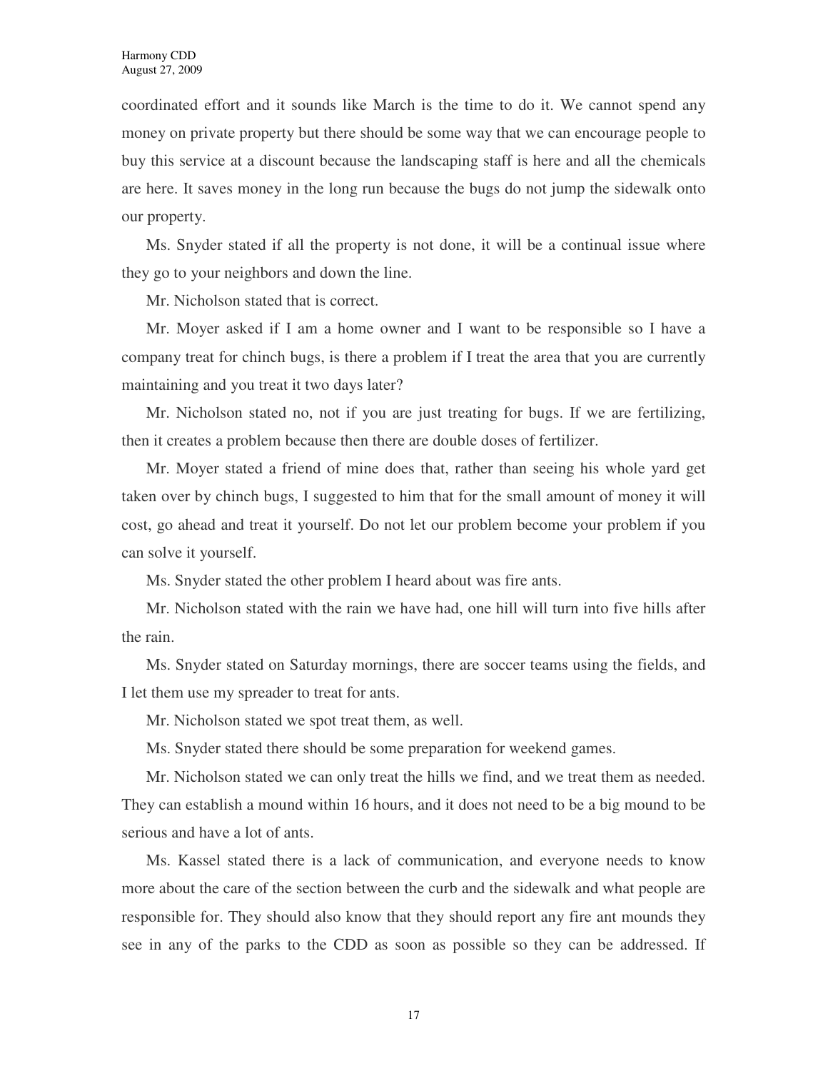coordinated effort and it sounds like March is the time to do it. We cannot spend any money on private property but there should be some way that we can encourage people to buy this service at a discount because the landscaping staff is here and all the chemicals are here. It saves money in the long run because the bugs do not jump the sidewalk onto our property.

Ms. Snyder stated if all the property is not done, it will be a continual issue where they go to your neighbors and down the line.

Mr. Nicholson stated that is correct.

Mr. Moyer asked if I am a home owner and I want to be responsible so I have a company treat for chinch bugs, is there a problem if I treat the area that you are currently maintaining and you treat it two days later?

Mr. Nicholson stated no, not if you are just treating for bugs. If we are fertilizing, then it creates a problem because then there are double doses of fertilizer.

Mr. Moyer stated a friend of mine does that, rather than seeing his whole yard get taken over by chinch bugs, I suggested to him that for the small amount of money it will cost, go ahead and treat it yourself. Do not let our problem become your problem if you can solve it yourself.

Ms. Snyder stated the other problem I heard about was fire ants.

Mr. Nicholson stated with the rain we have had, one hill will turn into five hills after the rain.

Ms. Snyder stated on Saturday mornings, there are soccer teams using the fields, and I let them use my spreader to treat for ants.

Mr. Nicholson stated we spot treat them, as well.

Ms. Snyder stated there should be some preparation for weekend games.

Mr. Nicholson stated we can only treat the hills we find, and we treat them as needed. They can establish a mound within 16 hours, and it does not need to be a big mound to be serious and have a lot of ants.

Ms. Kassel stated there is a lack of communication, and everyone needs to know more about the care of the section between the curb and the sidewalk and what people are responsible for. They should also know that they should report any fire ant mounds they see in any of the parks to the CDD as soon as possible so they can be addressed. If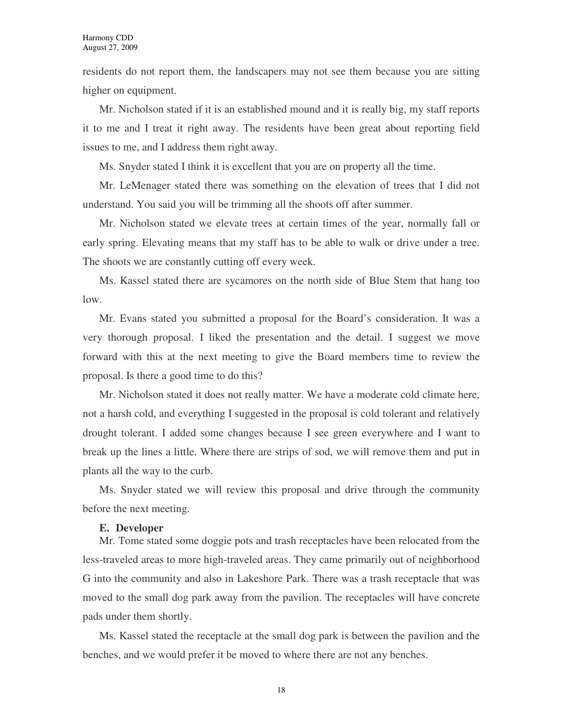residents do not report them, the landscapers may not see them because you are sitting higher on equipment.

Mr. Nicholson stated if it is an established mound and it is really big, my staff reports it to me and I treat it right away. The residents have been great about reporting field issues to me, and I address them right away.

Ms. Snyder stated I think it is excellent that you are on property all the time.

Mr. LeMenager stated there was something on the elevation of trees that I did not understand. You said you will be trimming all the shoots off after summer.

Mr. Nicholson stated we elevate trees at certain times of the year, normally fall or early spring. Elevating means that my staff has to be able to walk or drive under a tree. The shoots we are constantly cutting off every week.

Ms. Kassel stated there are sycamores on the north side of Blue Stem that hang too low.

Mr. Evans stated you submitted a proposal for the Board's consideration. It was a very thorough proposal. I liked the presentation and the detail. I suggest we move forward with this at the next meeting to give the Board members time to review the proposal. Is there a good time to do this?

Mr. Nicholson stated it does not really matter. We have a moderate cold climate here, not a harsh cold, and everything I suggested in the proposal is cold tolerant and relatively drought tolerant. I added some changes because I see green everywhere and I want to break up the lines a little. Where there are strips of sod, we will remove them and put in plants all the way to the curb.

Ms. Snyder stated we will review this proposal and drive through the community before the next meeting.

**E. Developer**

Mr. Tome stated some doggie pots and trash receptacles have been relocated from the less-traveled areas to more high-traveled areas. They came primarily out of neighborhood G into the community and also in Lakeshore Park. There was a trash receptacle that was moved to the small dog park away from the pavilion. The receptacles will have concrete pads under them shortly.

Ms. Kassel stated the receptacle at the small dog park is between the pavilion and the benches, and we would prefer it be moved to where there are not any benches.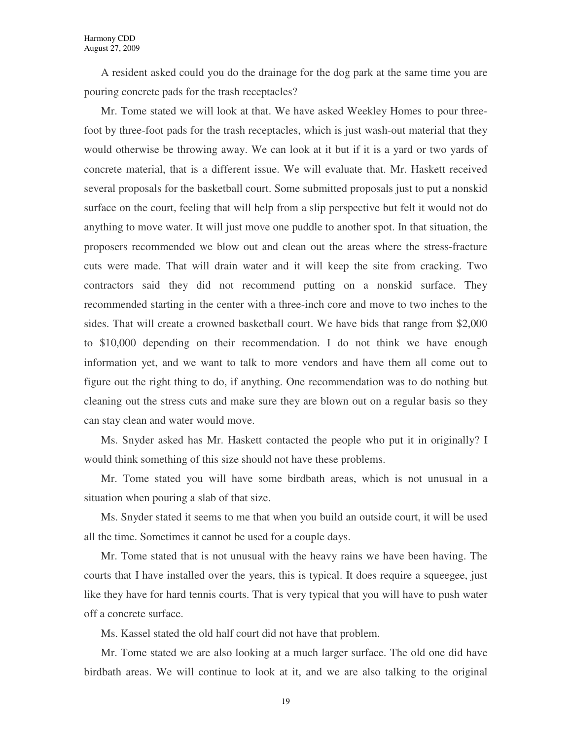A resident asked could you do the drainage for the dog park at the same time you are pouring concrete pads for the trash receptacles?

Mr. Tome stated we will look at that. We have asked Weekley Homes to pour three-foot by three-foot pads for the trash receptacles, which is just wash-out material that they would otherwise be throwing away. We can look at it but if it is a yard or two yards of concrete material, that is a different issue. We will evaluate that. Mr. Haskett received several proposals for the basketball court. Some submitted proposals just to put a nonskid surface on the court, feeling that will help from a slip perspective but felt it would not do anything to move water. It will just move one puddle to another spot. In that situation, the proposers recommended we blow out and clean out the areas where the stress-fracture cuts were made. That will drain water and it will keep the site from cracking. Two contractors said they did not recommend putting on a nonskid surface. They recommended starting in the center with a three-inch core and move to two inches to the sides. That will create a crowned basketball court. We have bids that range from $2,000 to $10,000 depending on their recommendation. I do not think we have enough information yet, and we want to talk to more vendors and have them all come out to figure out the right thing to do, if anything. One recommendation was to do nothing but cleaning out the stress cuts and make sure they are blown out on a regular basis so they can stay clean and water would move.

Ms. Snyder asked has Mr. Haskett contacted the people who put it in originally? I would think something of this size should not have these problems.

Mr. Tome stated you will have some birdbath areas, which is not unusual in a situation when pouring a slab of that size.

Ms. Snyder stated it seems to me that when you build an outside court, it will be used all the time. Sometimes it cannot be used for a couple days.

Mr. Tome stated that is not unusual with the heavy rains we have been having. The courts that I have installed over the years, this is typical. It does require a squeegee, just like they have for hard tennis courts. That is very typical that you will have to push water off a concrete surface.

Ms. Kassel stated the old half court did not have that problem.

Mr. Tome stated we are also looking at a much larger surface. The old one did have birdbath areas. We will continue to look at it, and we are also talking to the original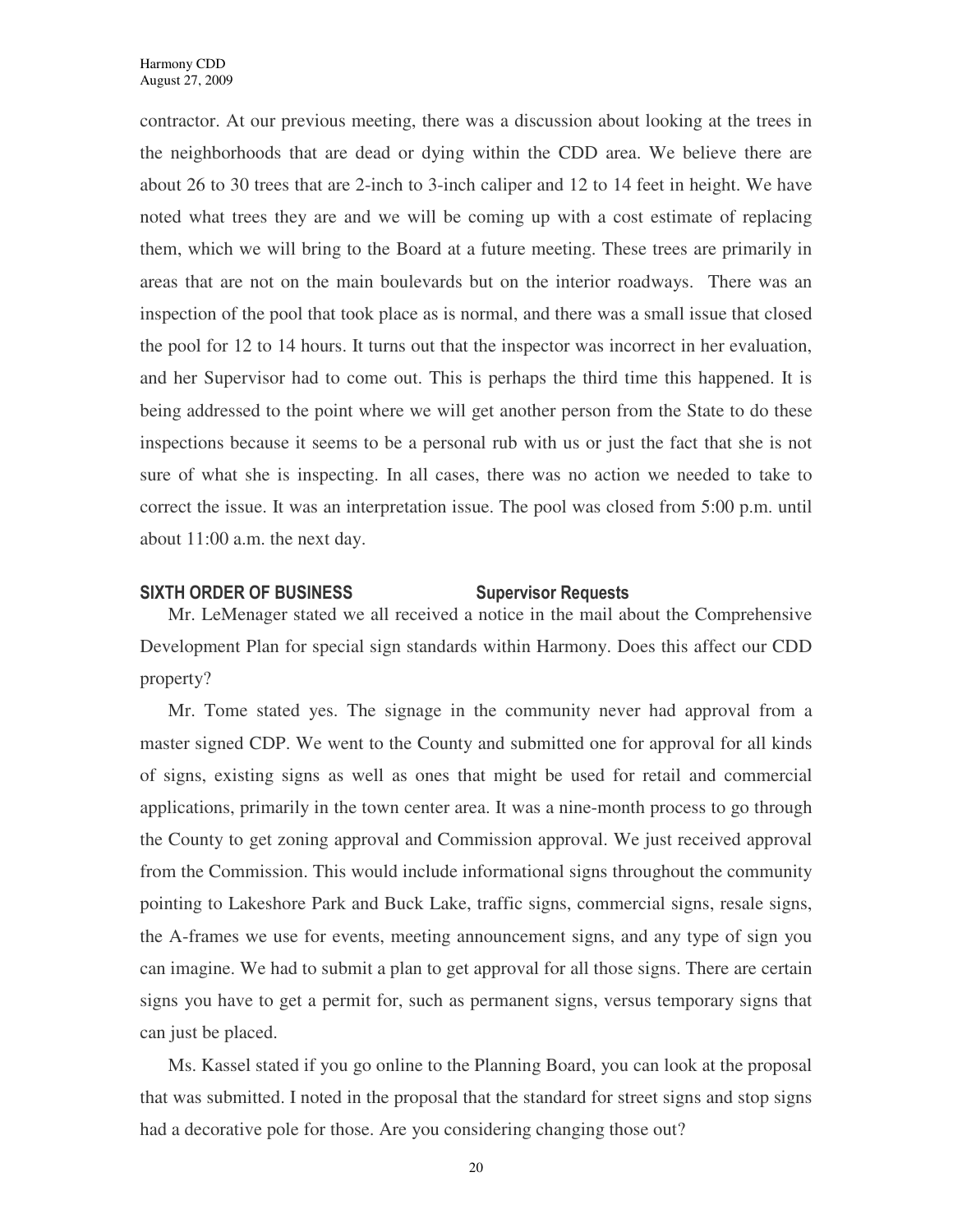contractor. At our previous meeting, there was a discussion about looking at the trees in the neighborhoods that are dead or dying within the CDD area. We believe there are about 26 to 30 trees that are 2-inch to 3-inch caliper and 12 to 14 feet in height. We have noted what trees they are and we will be coming up with a cost estimate of replacing them, which we will bring to the Board at a future meeting. These trees are primarily in areas that are not on the main boulevards but on the interior roadways. There was an inspection of the pool that took place as is normal, and there was a small issue that closed the pool for 12 to 14 hours. It turns out that the inspector was incorrect in her evaluation, and her Supervisor had to come out. This is perhaps the third time this happened. It is being addressed to the point where we will get another person from the State to do these inspections because it seems to be a personal rub with us or just the fact that she is not sure of what she is inspecting. In all cases, there was no action we needed to take to correct the issue. It was an interpretation issue. The pool was closed from 5:00 p.m. until about 11:00 a.m. the next day.

## SIXTH ORDER OF BUSINESS Supervisor Requests

Mr. LeMenager stated we all received a notice in the mail about the Comprehensive Development Plan for special sign standards within Harmony. Does this affect our CDD property?

Mr. Tome stated yes. The signage in the community never had approval from a master signed CDP. We went to the County and submitted one for approval for all kinds of signs, existing signs as well as ones that might be used for retail and commercial applications, primarily in the town center area. It was a nine-month process to go through the County to get zoning approval and Commission approval. We just received approval from the Commission. This would include informational signs throughout the community pointing to Lakeshore Park and Buck Lake, traffic signs, commercial signs, resale signs, the A-frames we use for events, meeting announcement signs, and any type of sign you can imagine. We had to submit a plan to get approval for all those signs. There are certain signs you have to get a permit for, such as permanent signs, versus temporary signs that can just be placed.

Ms. Kassel stated if you go online to the Planning Board, you can look at the proposal that was submitted. I noted in the proposal that the standard for street signs and stop signs had a decorative pole for those. Are you considering changing those out?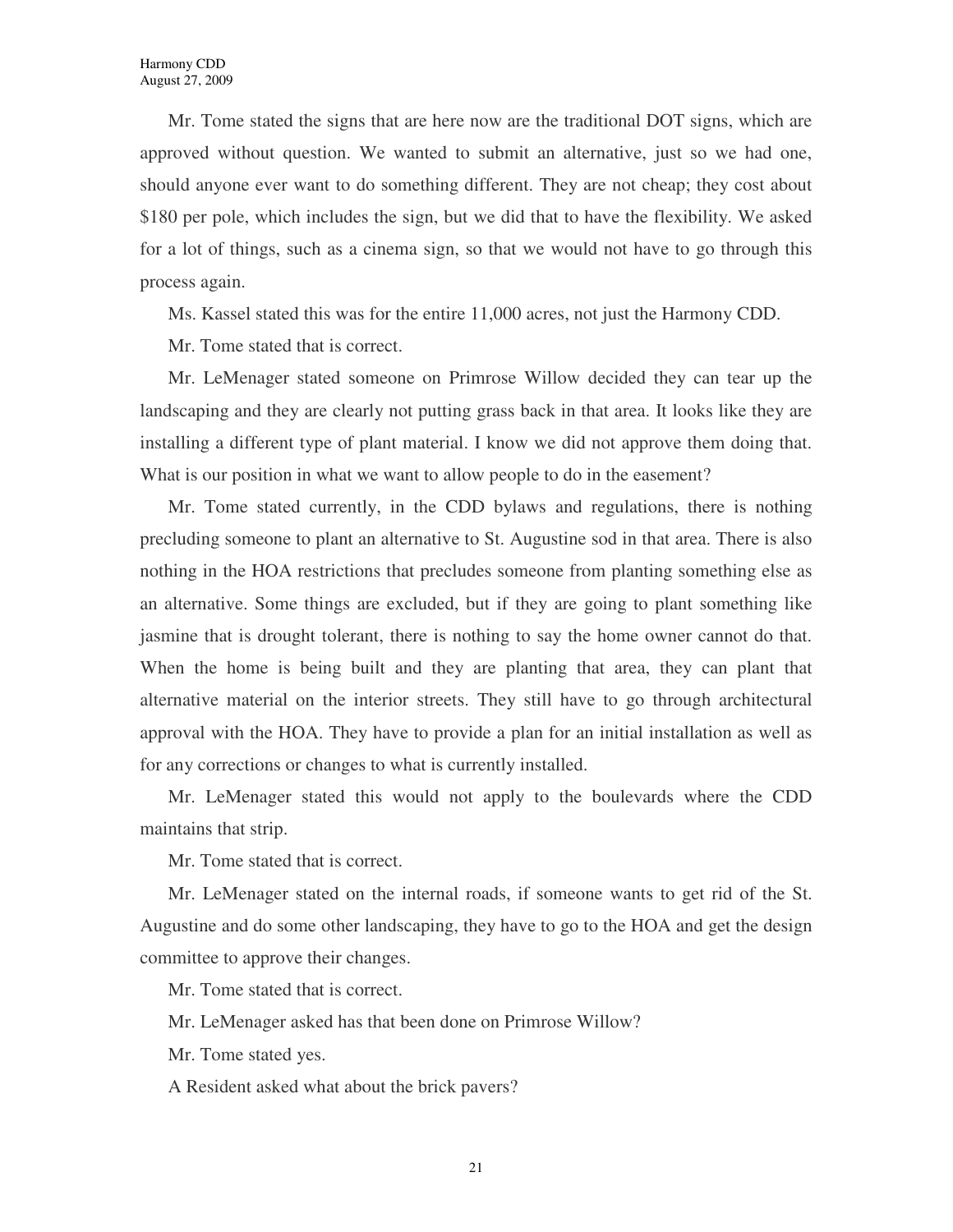Mr. Tome stated the signs that are here now are the traditional DOT signs, which are approved without question. We wanted to submit an alternative, just so we had one, should anyone ever want to do something different. They are not cheap; they cost about $180 per pole, which includes the sign, but we did that to have the flexibility. We asked for a lot of things, such as a cinema sign, so that we would not have to go through this process again.

Ms. Kassel stated this was for the entire 11,000 acres, not just the Harmony CDD.

Mr. Tome stated that is correct.

Mr. LeMenager stated someone on Primrose Willow decided they can tear up the landscaping and they are clearly not putting grass back in that area. It looks like they are installing a different type of plant material. I know we did not approve them doing that. What is our position in what we want to allow people to do in the easement?

Mr. Tome stated currently, in the CDD bylaws and regulations, there is nothing precluding someone to plant an alternative to St. Augustine sod in that area. There is also nothing in the HOA restrictions that precludes someone from planting something else as an alternative. Some things are excluded, but if they are going to plant something like jasmine that is drought tolerant, there is nothing to say the home owner cannot do that. When the home is being built and they are planting that area, they can plant that alternative material on the interior streets. They still have to go through architectural approval with the HOA. They have to provide a plan for an initial installation as well as for any corrections or changes to what is currently installed.

Mr. LeMenager stated this would not apply to the boulevards where the CDD maintains that strip.

Mr. Tome stated that is correct.

Mr. LeMenager stated on the internal roads, if someone wants to get rid of the St. Augustine and do some other landscaping, they have to go to the HOA and get the design committee to approve their changes.

Mr. Tome stated that is correct.

Mr. LeMenager asked has that been done on Primrose Willow?

Mr. Tome stated yes.

A Resident asked what about the brick pavers?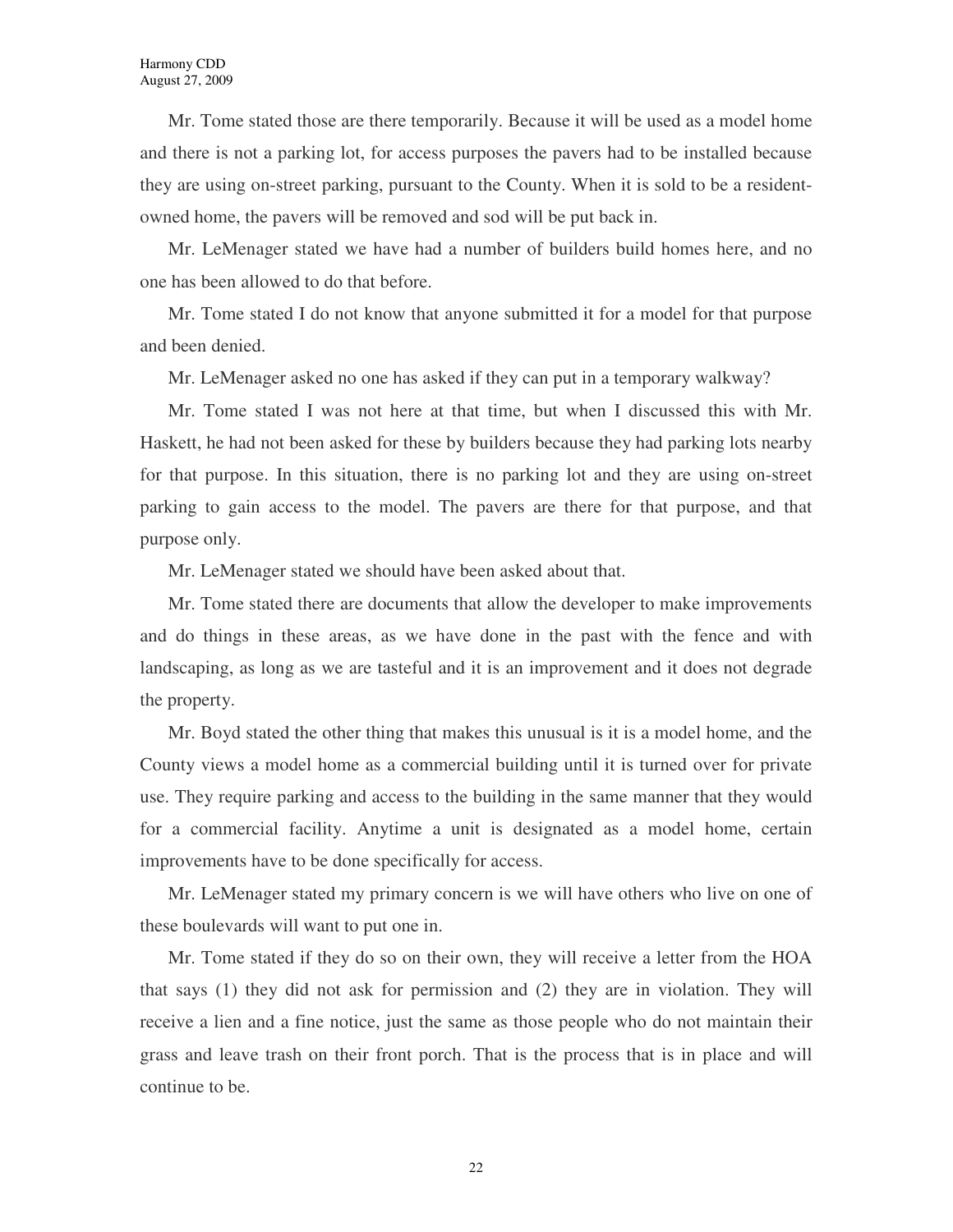Mr. Tome stated those are there temporarily. Because it will be used as a model home and there is not a parking lot, for access purposes the pavers had to be installed because they are using on-street parking, pursuant to the County. When it is sold to be a resident-owned home, the pavers will be removed and sod will be put back in.

Mr. LeMenager stated we have had a number of builders build homes here, and no one has been allowed to do that before.

Mr. Tome stated I do not know that anyone submitted it for a model for that purpose and been denied.

Mr. LeMenager asked no one has asked if they can put in a temporary walkway?

Mr. Tome stated I was not here at that time, but when I discussed this with Mr. Haskett, he had not been asked for these by builders because they had parking lots nearby for that purpose. In this situation, there is no parking lot and they are using on-street parking to gain access to the model. The pavers are there for that purpose, and that purpose only.

Mr. LeMenager stated we should have been asked about that.

Mr. Tome stated there are documents that allow the developer to make improvements and do things in these areas, as we have done in the past with the fence and with landscaping, as long as we are tasteful and it is an improvement and it does not degrade the property.

Mr. Boyd stated the other thing that makes this unusual is it is a model home, and the County views a model home as a commercial building until it is turned over for private use. They require parking and access to the building in the same manner that they would for a commercial facility. Anytime a unit is designated as a model home, certain improvements have to be done specifically for access.

Mr. LeMenager stated my primary concern is we will have others who live on one of these boulevards will want to put one in.

Mr. Tome stated if they do so on their own, they will receive a letter from the HOA that says (1) they did not ask for permission and (2) they are in violation. They will receive a lien and a fine notice, just the same as those people who do not maintain their grass and leave trash on their front porch. That is the process that is in place and will continue to be.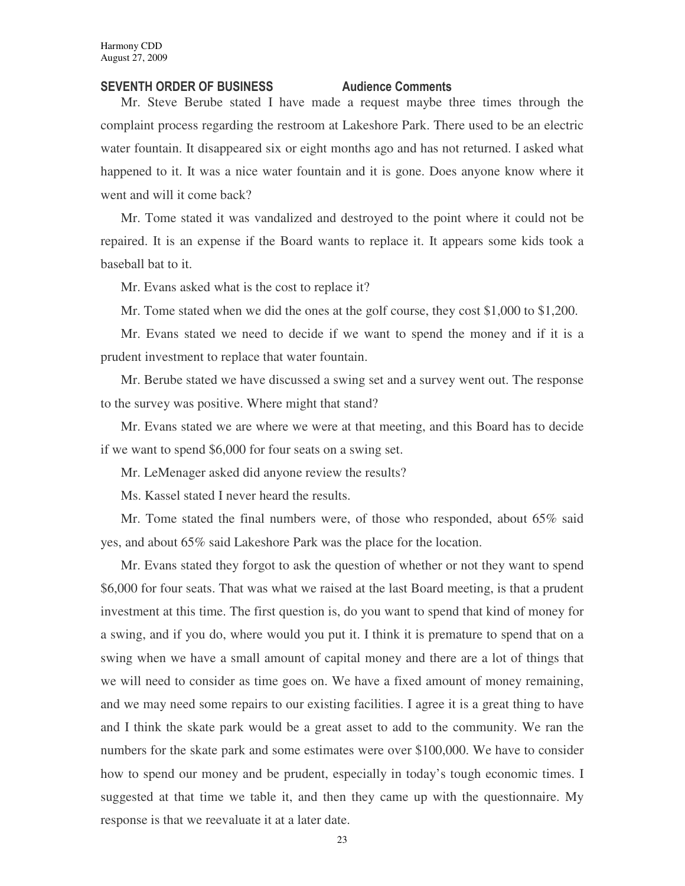**SEVENTH ORDER OF BUSINESS Audience Comments**

Mr. Steve Berube stated I have made a request maybe three times through the complaint process regarding the restroom at Lakeshore Park. There used to be an electric water fountain. It disappeared six or eight months ago and has not returned. I asked what happened to it. It was a nice water fountain and it is gone. Does anyone know where it went and will it come back?

Mr. Tome stated it was vandalized and destroyed to the point where it could not be repaired. It is an expense if the Board wants to replace it. It appears some kids took a baseball bat to it.

Mr. Evans asked what is the cost to replace it?

Mr. Tome stated when we did the ones at the golf course, they cost $1,000 to $1,200.

Mr. Evans stated we need to decide if we want to spend the money and if it is a prudent investment to replace that water fountain.

Mr. Berube stated we have discussed a swing set and a survey went out. The response to the survey was positive. Where might that stand?

Mr. Evans stated we are where we were at that meeting, and this Board has to decide if we want to spend $6,000 for four seats on a swing set.

Mr. LeMenager asked did anyone review the results?

Ms. Kassel stated I never heard the results.

Mr. Tome stated the final numbers were, of those who responded, about 65% said yes, and about 65% said Lakeshore Park was the place for the location.

Mr. Evans stated they forgot to ask the question of whether or not they want to spend $6,000 for four seats. That was what we raised at the last Board meeting, is that a prudent investment at this time. The first question is, do you want to spend that kind of money for a swing, and if you do, where would you put it. I think it is premature to spend that on a swing when we have a small amount of capital money and there are a lot of things that we will need to consider as time goes on. We have a fixed amount of money remaining, and we may need some repairs to our existing facilities. I agree it is a great thing to have and I think the skate park would be a great asset to add to the community. We ran the numbers for the skate park and some estimates were over $100,000. We have to consider how to spend our money and be prudent, especially in today's tough economic times. I suggested at that time we table it, and then they came up with the questionnaire. My response is that we reevaluate it at a later date.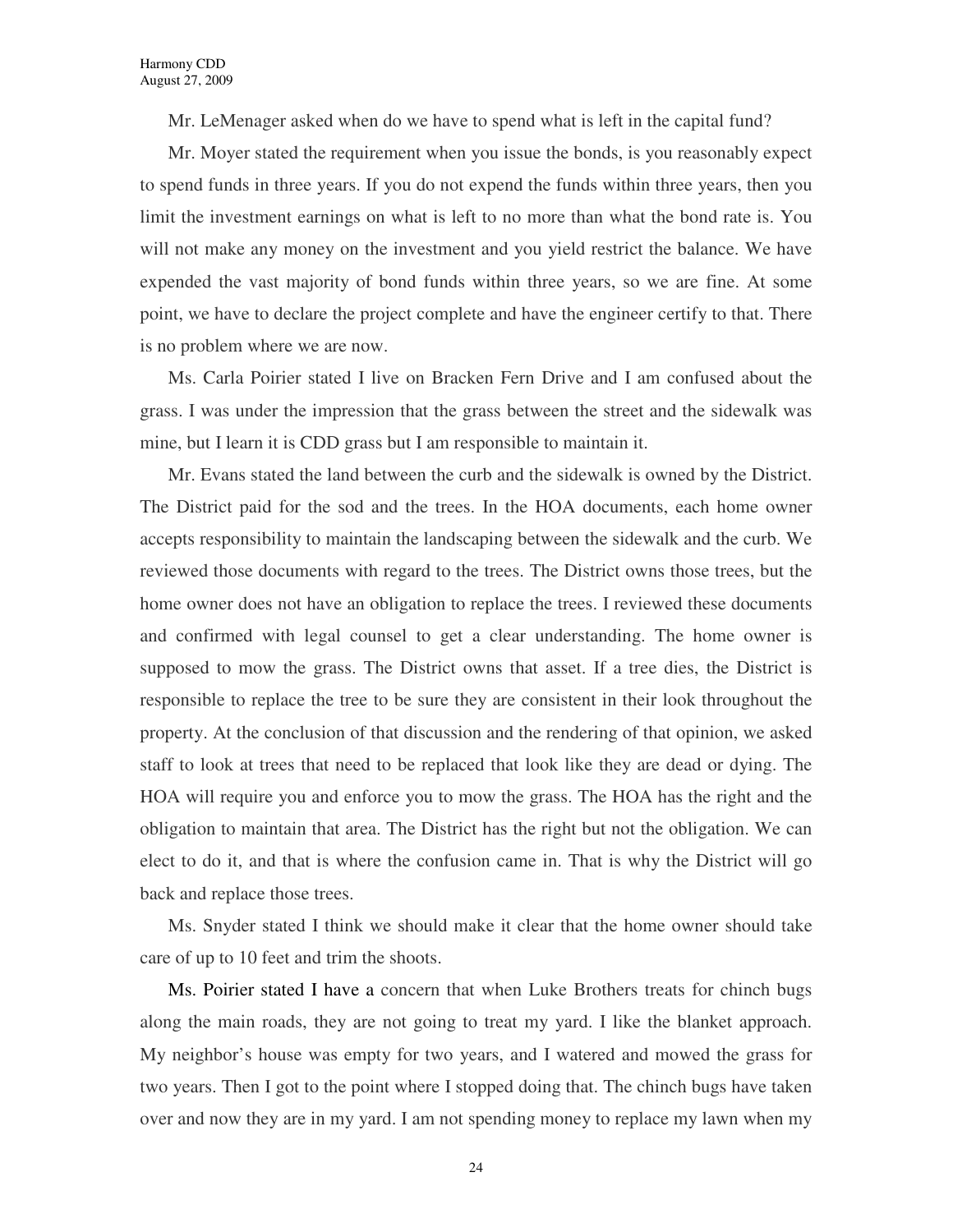Mr. LeMenager asked when do we have to spend what is left in the capital fund?

Mr. Moyer stated the requirement when you issue the bonds, is you reasonably expect to spend funds in three years. If you do not expend the funds within three years, then you limit the investment earnings on what is left to no more than what the bond rate is. You will not make any money on the investment and you yield restrict the balance. We have expended the vast majority of bond funds within three years, so we are fine. At some point, we have to declare the project complete and have the engineer certify to that. There is no problem where we are now.

Ms. Carla Poirier stated I live on Bracken Fern Drive and I am confused about the grass. I was under the impression that the grass between the street and the sidewalk was mine, but I learn it is CDD grass but I am responsible to maintain it.

Mr. Evans stated the land between the curb and the sidewalk is owned by the District. The District paid for the sod and the trees. In the HOA documents, each home owner accepts responsibility to maintain the landscaping between the sidewalk and the curb. We reviewed those documents with regard to the trees. The District owns those trees, but the home owner does not have an obligation to replace the trees. I reviewed these documents and confirmed with legal counsel to get a clear understanding. The home owner is supposed to mow the grass. The District owns that asset. If a tree dies, the District is responsible to replace the tree to be sure they are consistent in their look throughout the property. At the conclusion of that discussion and the rendering of that opinion, we asked staff to look at trees that need to be replaced that look like they are dead or dying. The HOA will require you and enforce you to mow the grass. The HOA has the right and the obligation to maintain that area. The District has the right but not the obligation. We can elect to do it, and that is where the confusion came in. That is why the District will go back and replace those trees.

Ms. Snyder stated I think we should make it clear that the home owner should take care of up to 10 feet and trim the shoots.

Ms. Poirier stated I have a concern that when Luke Brothers treats for chinch bugs along the main roads, they are not going to treat my yard. I like the blanket approach. My neighbor's house was empty for two years, and I watered and mowed the grass for two years. Then I got to the point where I stopped doing that. The chinch bugs have taken over and now they are in my yard. I am not spending money to replace my lawn when my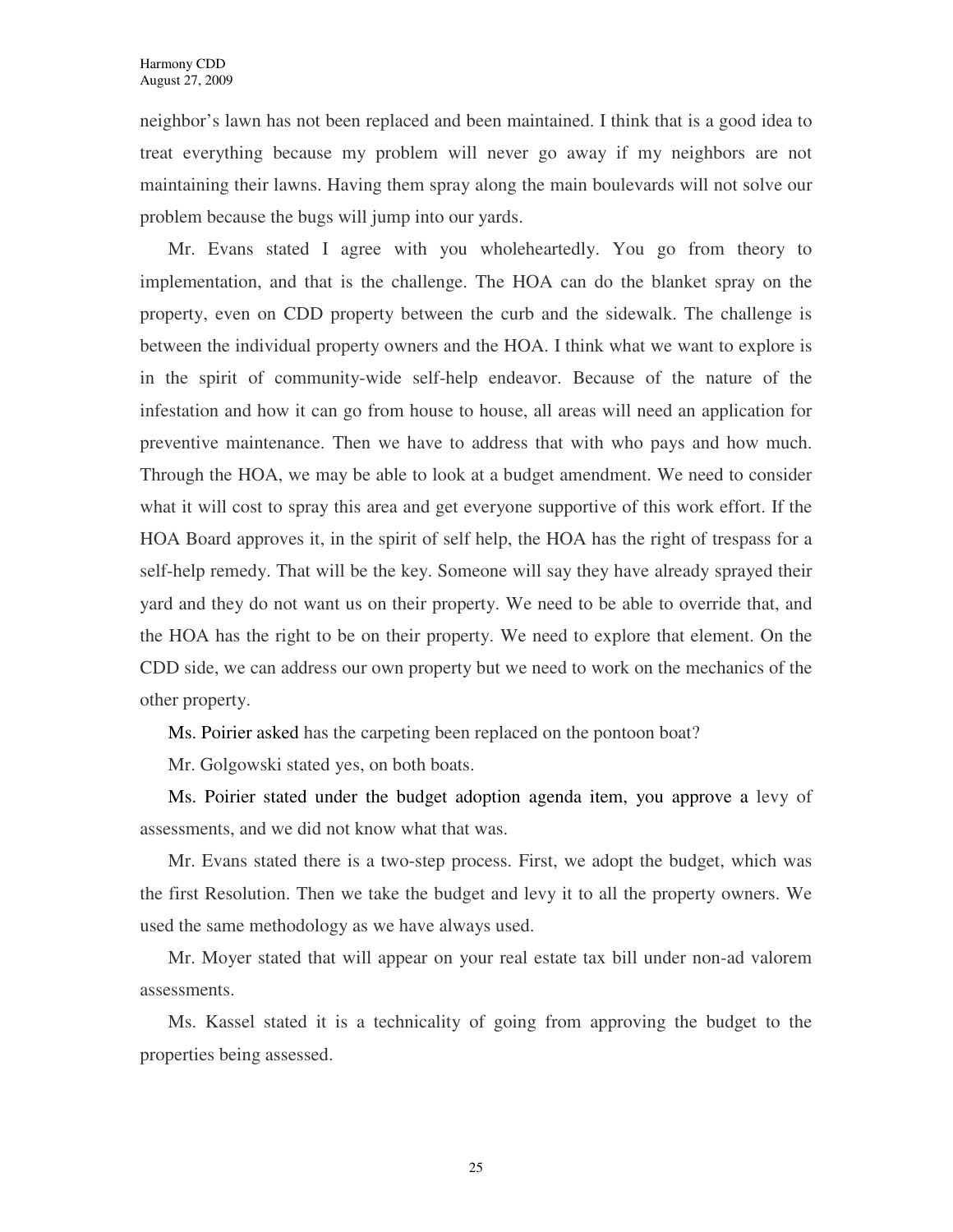neighbor's lawn has not been replaced and been maintained. I think that is a good idea to treat everything because my problem will never go away if my neighbors are not maintaining their lawns. Having them spray along the main boulevards will not solve our problem because the bugs will jump into our yards.

Mr. Evans stated I agree with you wholeheartedly. You go from theory to implementation, and that is the challenge. The HOA can do the blanket spray on the property, even on CDD property between the curb and the sidewalk. The challenge is between the individual property owners and the HOA. I think what we want to explore is in the spirit of community-wide self-help endeavor. Because of the nature of the infestation and how it can go from house to house, all areas will need an application for preventive maintenance. Then we have to address that with who pays and how much. Through the HOA, we may be able to look at a budget amendment. We need to consider what it will cost to spray this area and get everyone supportive of this work effort. If the HOA Board approves it, in the spirit of self help, the HOA has the right of trespass for a self-help remedy. That will be the key. Someone will say they have already sprayed their yard and they do not want us on their property. We need to be able to override that, and the HOA has the right to be on their property. We need to explore that element. On the CDD side, we can address our own property but we need to work on the mechanics of the other property.

Ms. Poirier asked has the carpeting been replaced on the pontoon boat?

Mr. Golgowski stated yes, on both boats.

Ms. Poirier stated under the budget adoption agenda item, you approve a levy of assessments, and we did not know what that was.

Mr. Evans stated there is a two-step process. First, we adopt the budget, which was the first Resolution. Then we take the budget and levy it to all the property owners. We used the same methodology as we have always used.

Mr. Moyer stated that will appear on your real estate tax bill under non-ad valorem assessments.

Ms. Kassel stated it is a technicality of going from approving the budget to the properties being assessed.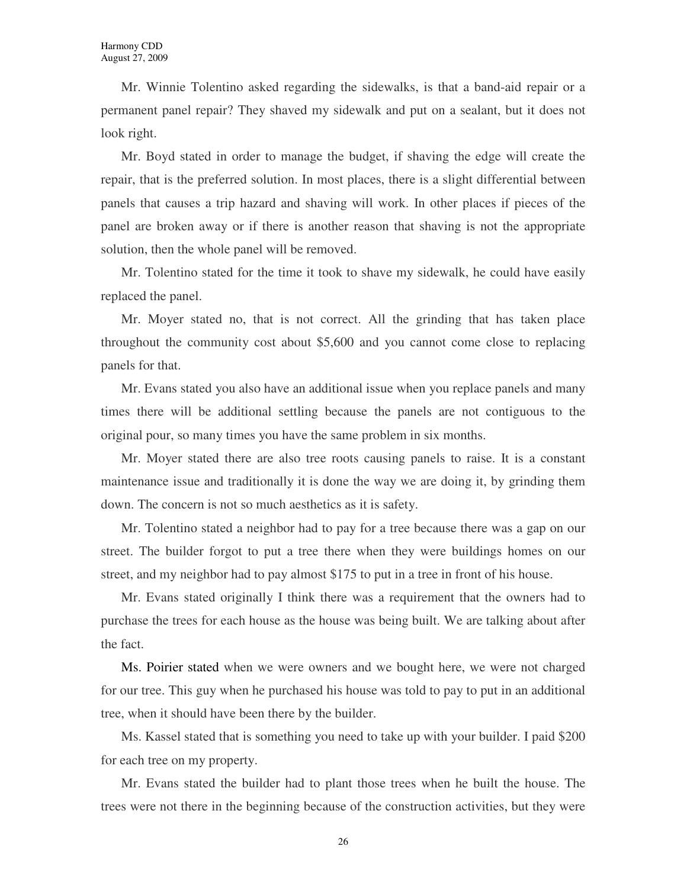Mr. Winnie Tolentino asked regarding the sidewalks, is that a band-aid repair or a permanent panel repair? They shaved my sidewalk and put on a sealant, but it does not look right.

Mr. Boyd stated in order to manage the budget, if shaving the edge will create the repair, that is the preferred solution. In most places, there is a slight differential between panels that causes a trip hazard and shaving will work. In other places if pieces of the panel are broken away or if there is another reason that shaving is not the appropriate solution, then the whole panel will be removed.

Mr. Tolentino stated for the time it took to shave my sidewalk, he could have easily replaced the panel.

Mr. Moyer stated no, that is not correct. All the grinding that has taken place throughout the community cost about $5,600 and you cannot come close to replacing panels for that.

Mr. Evans stated you also have an additional issue when you replace panels and many times there will be additional settling because the panels are not contiguous to the original pour, so many times you have the same problem in six months.

Mr. Moyer stated there are also tree roots causing panels to raise. It is a constant maintenance issue and traditionally it is done the way we are doing it, by grinding them down. The concern is not so much aesthetics as it is safety.

Mr. Tolentino stated a neighbor had to pay for a tree because there was a gap on our street. The builder forgot to put a tree there when they were buildings homes on our street, and my neighbor had to pay almost $175 to put in a tree in front of his house.

Mr. Evans stated originally I think there was a requirement that the owners had to purchase the trees for each house as the house was being built. We are talking about after the fact.

Ms. Poirier stated when we were owners and we bought here, we were not charged for our tree. This guy when he purchased his house was told to pay to put in an additional tree, when it should have been there by the builder.

Ms. Kassel stated that is something you need to take up with your builder. I paid $200 for each tree on my property.

Mr. Evans stated the builder had to plant those trees when he built the house. The trees were not there in the beginning because of the construction activities, but they were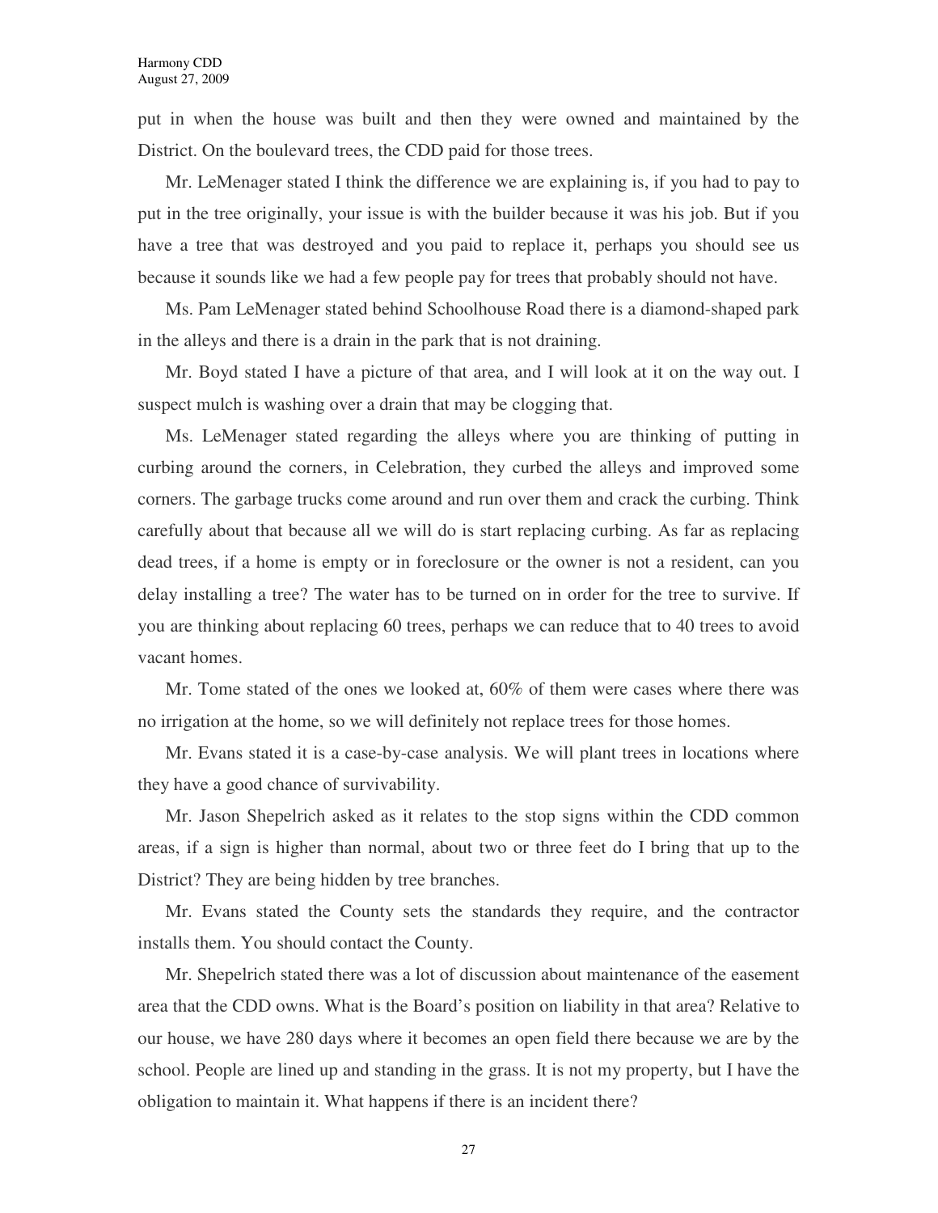put in when the house was built and then they were owned and maintained by the District. On the boulevard trees, the CDD paid for those trees.

Mr. LeMenager stated I think the difference we are explaining is, if you had to pay to put in the tree originally, your issue is with the builder because it was his job. But if you have a tree that was destroyed and you paid to replace it, perhaps you should see us because it sounds like we had a few people pay for trees that probably should not have.

Ms. Pam LeMenager stated behind Schoolhouse Road there is a diamond-shaped park in the alleys and there is a drain in the park that is not draining.

Mr. Boyd stated I have a picture of that area, and I will look at it on the way out. I suspect mulch is washing over a drain that may be clogging that.

Ms. LeMenager stated regarding the alleys where you are thinking of putting in curbing around the corners, in Celebration, they curbed the alleys and improved some corners. The garbage trucks come around and run over them and crack the curbing. Think carefully about that because all we will do is start replacing curbing. As far as replacing dead trees, if a home is empty or in foreclosure or the owner is not a resident, can you delay installing a tree? The water has to be turned on in order for the tree to survive. If you are thinking about replacing 60 trees, perhaps we can reduce that to 40 trees to avoid vacant homes.

Mr. Tome stated of the ones we looked at, 60% of them were cases where there was no irrigation at the home, so we will definitely not replace trees for those homes.

Mr. Evans stated it is a case-by-case analysis. We will plant trees in locations where they have a good chance of survivability.

Mr. Jason Shepelrich asked as it relates to the stop signs within the CDD common areas, if a sign is higher than normal, about two or three feet do I bring that up to the District? They are being hidden by tree branches.

Mr. Evans stated the County sets the standards they require, and the contractor installs them. You should contact the County.

Mr. Shepelrich stated there was a lot of discussion about maintenance of the easement area that the CDD owns. What is the Board's position on liability in that area? Relative to our house, we have 280 days where it becomes an open field there because we are by the school. People are lined up and standing in the grass. It is not my property, but I have the obligation to maintain it. What happens if there is an incident there?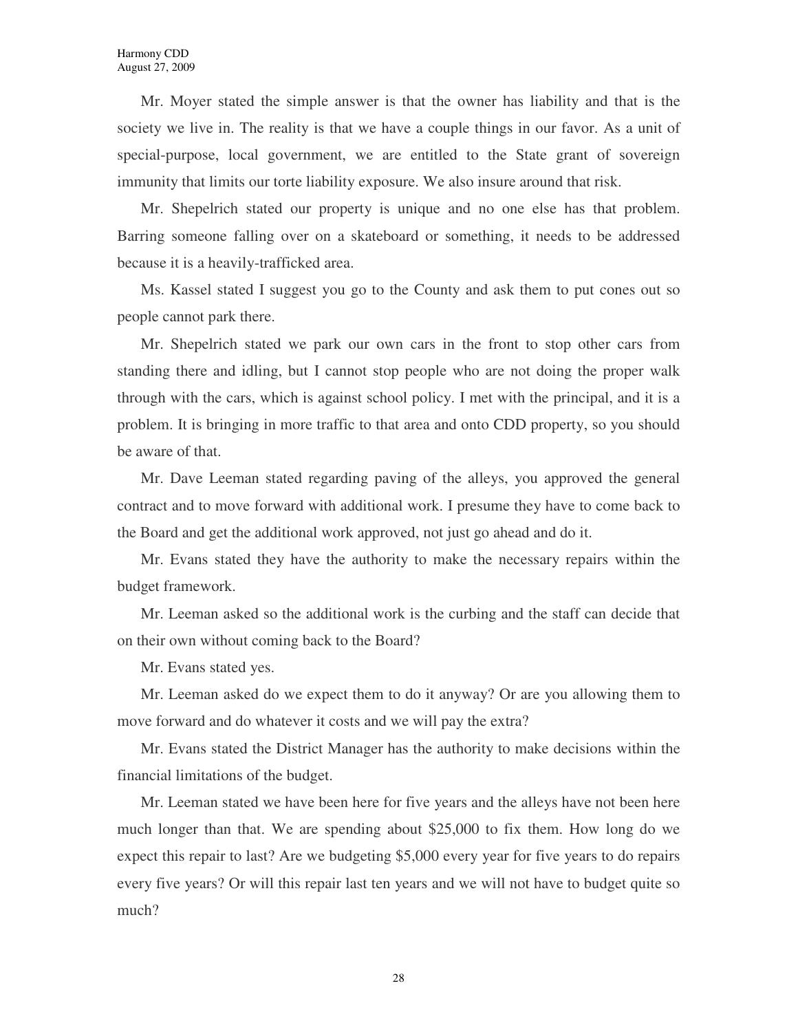Mr. Moyer stated the simple answer is that the owner has liability and that is the society we live in. The reality is that we have a couple things in our favor. As a unit of special-purpose, local government, we are entitled to the State grant of sovereign immunity that limits our torte liability exposure. We also insure around that risk.

Mr. Shepelrich stated our property is unique and no one else has that problem. Barring someone falling over on a skateboard or something, it needs to be addressed because it is a heavily-trafficked area.

Ms. Kassel stated I suggest you go to the County and ask them to put cones out so people cannot park there.

Mr. Shepelrich stated we park our own cars in the front to stop other cars from standing there and idling, but I cannot stop people who are not doing the proper walk through with the cars, which is against school policy. I met with the principal, and it is a problem. It is bringing in more traffic to that area and onto CDD property, so you should be aware of that.

Mr. Dave Leeman stated regarding paving of the alleys, you approved the general contract and to move forward with additional work. I presume they have to come back to the Board and get the additional work approved, not just go ahead and do it.

Mr. Evans stated they have the authority to make the necessary repairs within the budget framework.

Mr. Leeman asked so the additional work is the curbing and the staff can decide that on their own without coming back to the Board?

Mr. Evans stated yes.

Mr. Leeman asked do we expect them to do it anyway? Or are you allowing them to move forward and do whatever it costs and we will pay the extra?

Mr. Evans stated the District Manager has the authority to make decisions within the financial limitations of the budget.

Mr. Leeman stated we have been here for five years and the alleys have not been here much longer than that. We are spending about $25,000 to fix them. How long do we expect this repair to last? Are we budgeting $5,000 every year for five years to do repairs every five years? Or will this repair last ten years and we will not have to budget quite so much?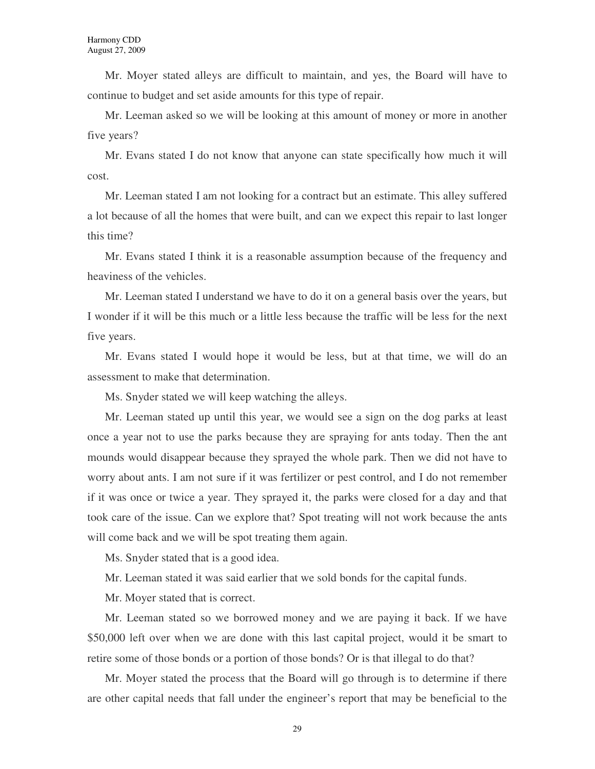Mr. Moyer stated alleys are difficult to maintain, and yes, the Board will have to continue to budget and set aside amounts for this type of repair.

Mr. Leeman asked so we will be looking at this amount of money or more in another five years?

Mr. Evans stated I do not know that anyone can state specifically how much it will cost.

Mr. Leeman stated I am not looking for a contract but an estimate. This alley suffered a lot because of all the homes that were built, and can we expect this repair to last longer this time?

Mr. Evans stated I think it is a reasonable assumption because of the frequency and heaviness of the vehicles.

Mr. Leeman stated I understand we have to do it on a general basis over the years, but I wonder if it will be this much or a little less because the traffic will be less for the next five years.

Mr. Evans stated I would hope it would be less, but at that time, we will do an assessment to make that determination.

Ms. Snyder stated we will keep watching the alleys.

Mr. Leeman stated up until this year, we would see a sign on the dog parks at least once a year not to use the parks because they are spraying for ants today. Then the ant mounds would disappear because they sprayed the whole park. Then we did not have to worry about ants. I am not sure if it was fertilizer or pest control, and I do not remember if it was once or twice a year. They sprayed it, the parks were closed for a day and that took care of the issue. Can we explore that? Spot treating will not work because the ants will come back and we will be spot treating them again.

Ms. Snyder stated that is a good idea.

Mr. Leeman stated it was said earlier that we sold bonds for the capital funds.

Mr. Moyer stated that is correct.

Mr. Leeman stated so we borrowed money and we are paying it back. If we have $50,000 left over when we are done with this last capital project, would it be smart to retire some of those bonds or a portion of those bonds? Or is that illegal to do that?

Mr. Moyer stated the process that the Board will go through is to determine if there are other capital needs that fall under the engineer's report that may be beneficial to the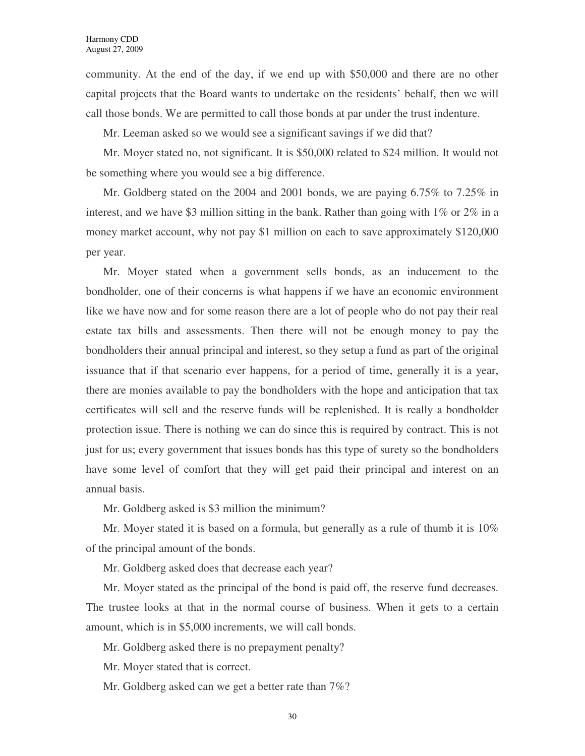community. At the end of the day, if we end up with $50,000 and there are no other capital projects that the Board wants to undertake on the residents' behalf, then we will call those bonds. We are permitted to call those bonds at par under the trust indenture.

Mr. Leeman asked so we would see a significant savings if we did that?

Mr. Moyer stated no, not significant. It is $50,000 related to $24 million. It would not be something where you would see a big difference.

Mr. Goldberg stated on the 2004 and 2001 bonds, we are paying 6.75% to 7.25% in interest, and we have $3 million sitting in the bank. Rather than going with 1% or 2% in a money market account, why not pay $1 million on each to save approximately $120,000 per year.

Mr. Moyer stated when a government sells bonds, as an inducement to the bondholder, one of their concerns is what happens if we have an economic environment like we have now and for some reason there are a lot of people who do not pay their real estate tax bills and assessments. Then there will not be enough money to pay the bondholders their annual principal and interest, so they setup a fund as part of the original issuance that if that scenario ever happens, for a period of time, generally it is a year, there are monies available to pay the bondholders with the hope and anticipation that tax certificates will sell and the reserve funds will be replenished. It is really a bondholder protection issue. There is nothing we can do since this is required by contract. This is not just for us; every government that issues bonds has this type of surety so the bondholders have some level of comfort that they will get paid their principal and interest on an annual basis.

Mr. Goldberg asked is $3 million the minimum?

Mr. Moyer stated it is based on a formula, but generally as a rule of thumb it is 10% of the principal amount of the bonds.

Mr. Goldberg asked does that decrease each year?

Mr. Moyer stated as the principal of the bond is paid off, the reserve fund decreases. The trustee looks at that in the normal course of business. When it gets to a certain amount, which is in $5,000 increments, we will call bonds.

Mr. Goldberg asked there is no prepayment penalty?

Mr. Moyer stated that is correct.

Mr. Goldberg asked can we get a better rate than 7%?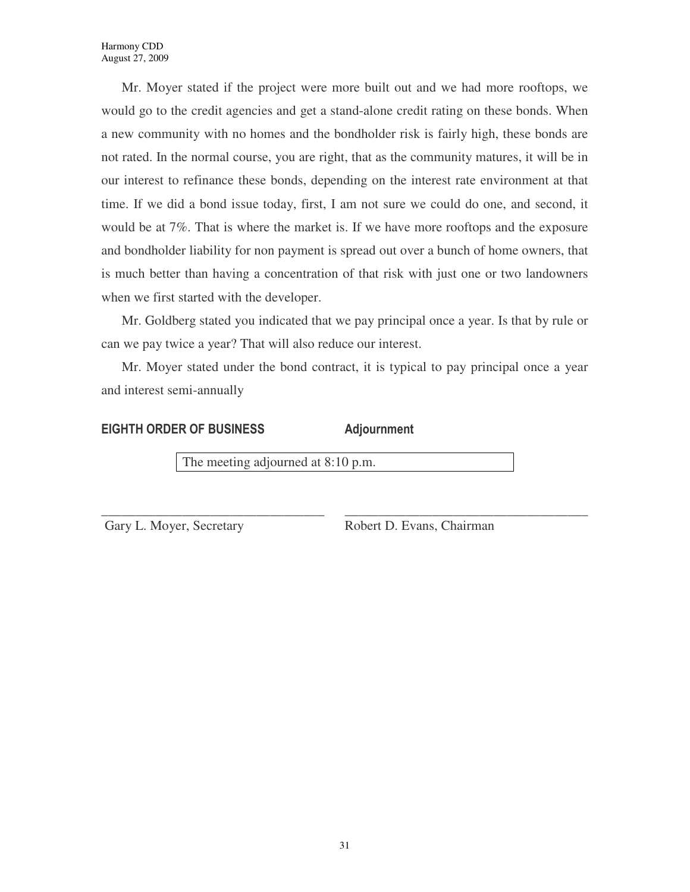Mr. Moyer stated if the project were more built out and we had more rooftops, we would go to the credit agencies and get a stand-alone credit rating on these bonds. When a new community with no homes and the bondholder risk is fairly high, these bonds are not rated. In the normal course, you are right, that as the community matures, it will be in our interest to refinance these bonds, depending on the interest rate environment at that time. If we did a bond issue today, first, I am not sure we could do one, and second, it would be at 7%. That is where the market is. If we have more rooftops and the exposure and bondholder liability for non payment is spread out over a bunch of home owners, that is much better than having a concentration of that risk with just one or two landowners when we first started with the developer.

Mr. Goldberg stated you indicated that we pay principal once a year. Is that by rule or can we pay twice a year? That will also reduce our interest.

Mr. Moyer stated under the bond contract, it is typical to pay principal once a year and interest semi-annually

**EIGHTH ORDER OF BUSINESS** **Adjournment**

The meeting adjourned at 8:10 p.m.

\_\_\_\_\_\_\_\_\_\_\_\_\_\_\_\_\_\_\_\_\_\_\_\_\_\_\_\_\_\_\_\_ \_\_\_\_\_\_\_\_\_\_\_\_\_\_\_\_\_\_\_\_\_\_\_\_\_\_\_\_\_\_\_\_

Gary L. Moyer, Secretary Robert D. Evans, Chairman